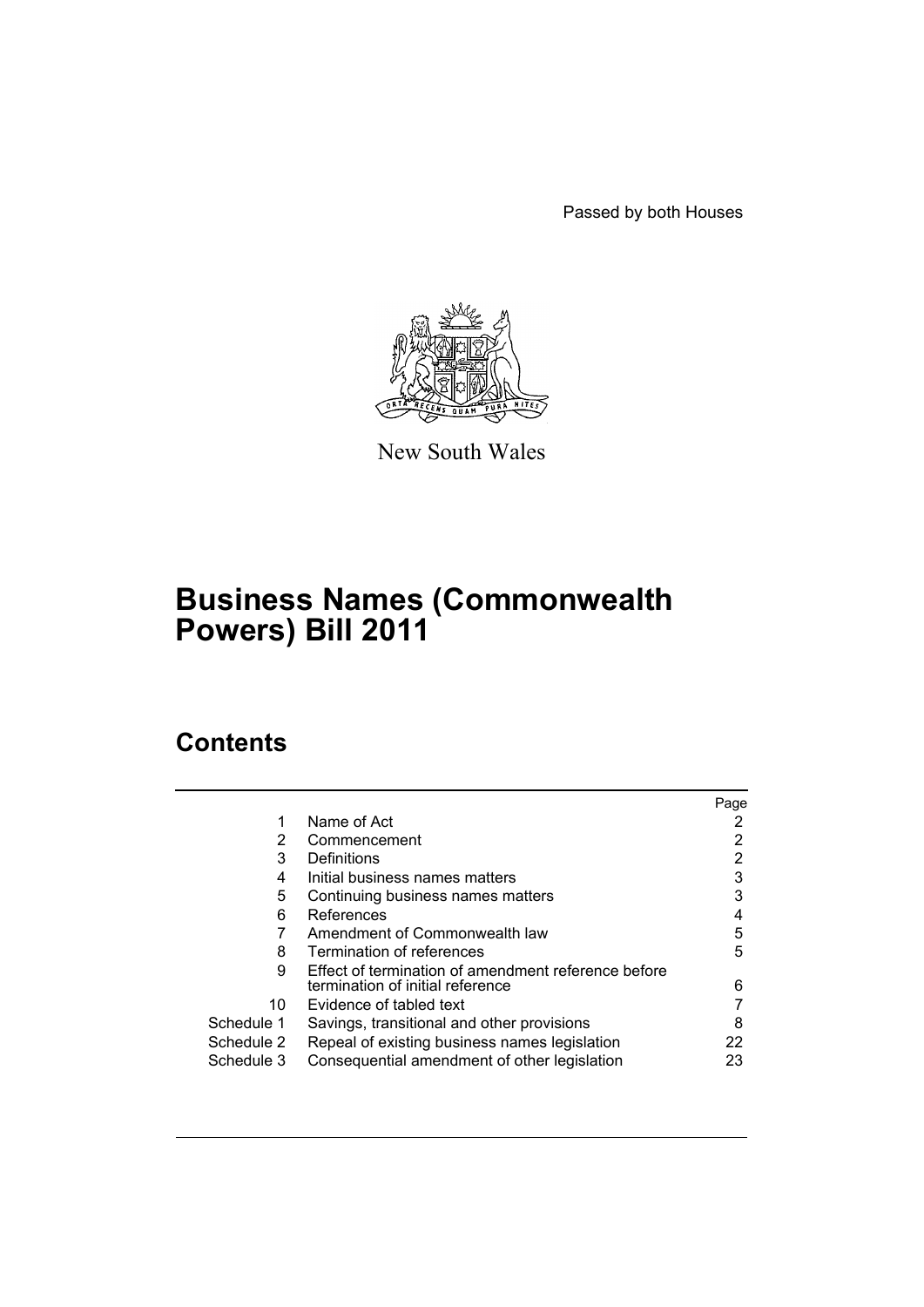Passed by both Houses

New South Wales

# Business Names (Commonwealth Powers) Bill 2011

## Contents

| | | Page |
|---|---|---|
| 1 | Name of Act | 2 |
| 2 | Commencement | 2 |
| 3 | Definitions | 2 |
| 4 | Initial business names matters | 3 |
| 5 | Continuing business names matters | 3 |
| 6 | References | 4 |
| 7 | Amendment of Commonwealth law | 5 |
| 8 | Termination of references | 5 |
| 9 | Effect of termination of amendment reference before termination of initial reference | 6 |
| 10 | Evidence of tabled text | 7 |
| Schedule 1 | Savings, transitional and other provisions | 8 |
| Schedule 2 | Repeal of existing business names legislation | 22 |
| Schedule 3 | Consequential amendment of other legislation | 23 |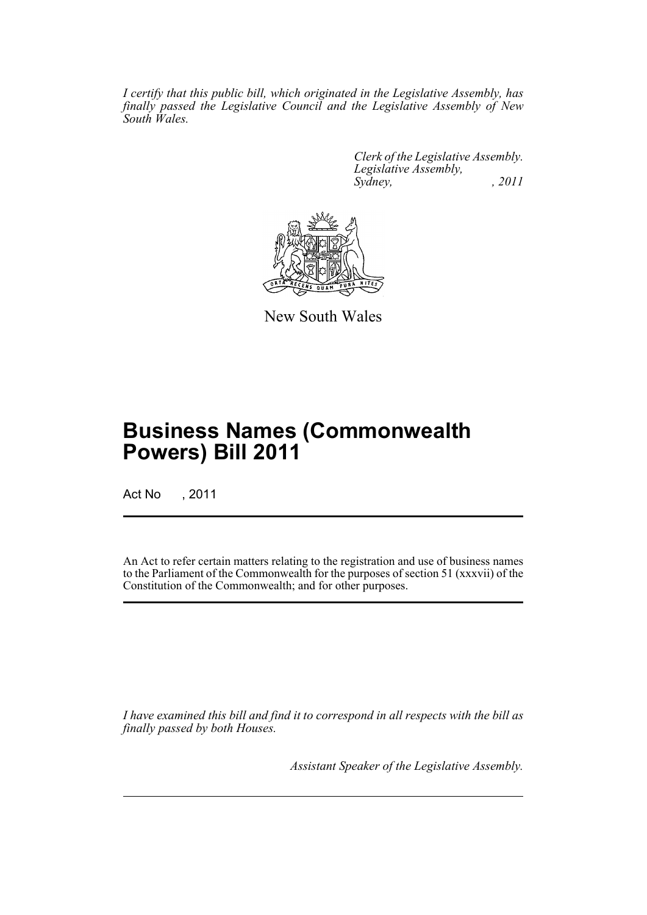*I certify that this public bill, which originated in the Legislative Assembly, has finally passed the Legislative Council and the Legislative Assembly of New South Wales.*

*Clerk of the Legislative Assembly.*
*Legislative Assembly,*
*Sydney, , 2011*

New South Wales

# Business Names (Commonwealth Powers) Bill 2011

Act No , 2011

An Act to refer certain matters relating to the registration and use of business names to the Parliament of the Commonwealth for the purposes of section 51 (xxxvii) of the Constitution of the Commonwealth; and for other purposes.

*I have examined this bill and find it to correspond in all respects with the bill as finally passed by both Houses.*

*Assistant Speaker of the Legislative Assembly.*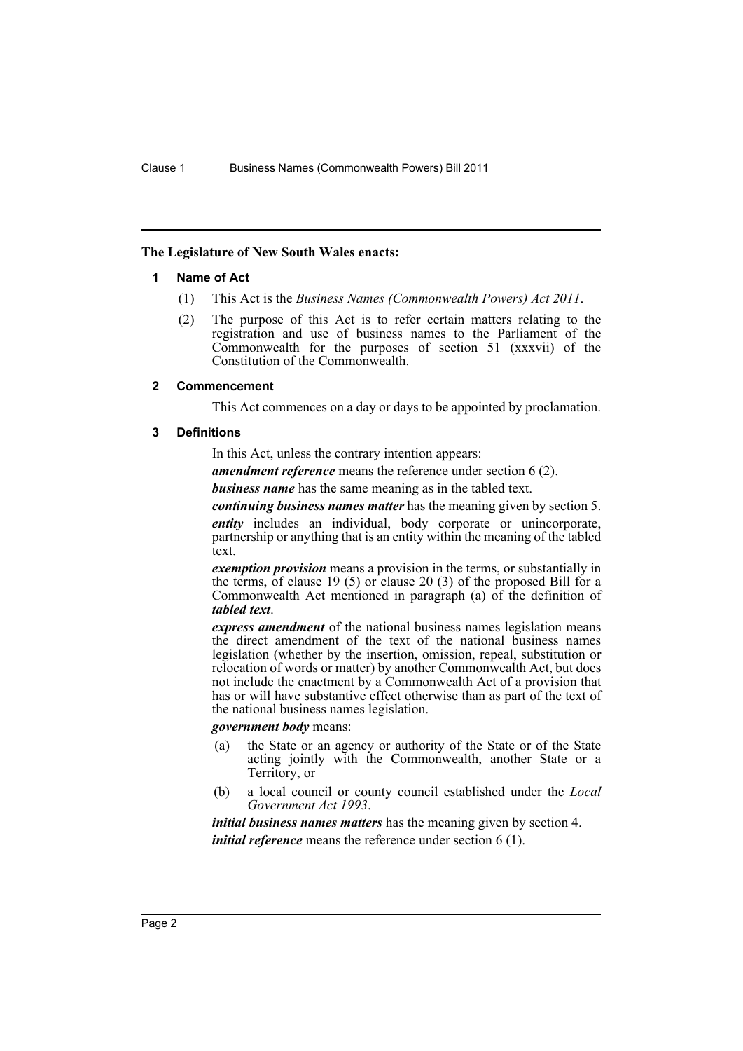**The Legislature of New South Wales enacts:**

### 1 Name of Act

(1) This Act is the *Business Names (Commonwealth Powers) Act 2011*.

(2) The purpose of this Act is to refer certain matters relating to the registration and use of business names to the Parliament of the Commonwealth for the purposes of section 51 (xxxvii) of the Constitution of the Commonwealth.

### 2 Commencement

This Act commences on a day or days to be appointed by proclamation.

### 3 Definitions

In this Act, unless the contrary intention appears:

***amendment reference*** means the reference under section 6 (2).

***business name*** has the same meaning as in the tabled text.

***continuing business names matter*** has the meaning given by section 5.

***entity*** includes an individual, body corporate or unincorporate, partnership or anything that is an entity within the meaning of the tabled text.

***exemption provision*** means a provision in the terms, or substantially in the terms, of clause 19 (5) or clause 20 (3) of the proposed Bill for a Commonwealth Act mentioned in paragraph (a) of the definition of ***tabled text***.

***express amendment*** of the national business names legislation means the direct amendment of the text of the national business names legislation (whether by the insertion, omission, repeal, substitution or relocation of words or matter) by another Commonwealth Act, but does not include the enactment by a Commonwealth Act of a provision that has or will have substantive effect otherwise than as part of the text of the national business names legislation.

***government body*** means:

(a) the State or an agency or authority of the State or of the State acting jointly with the Commonwealth, another State or a Territory, or

(b) a local council or county council established under the *Local Government Act 1993*.

***initial business names matters*** has the meaning given by section 4.

***initial reference*** means the reference under section 6 (1).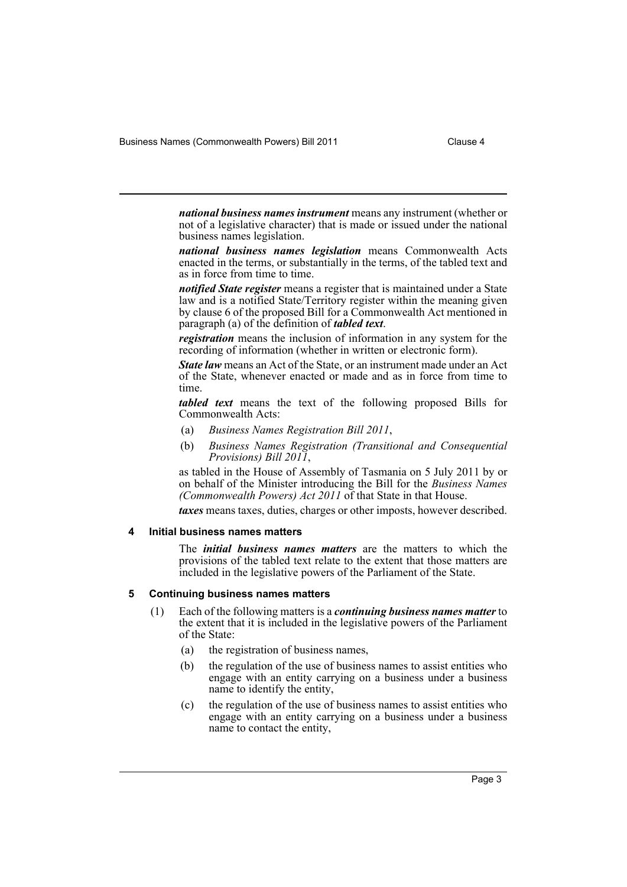***national business names instrument*** means any instrument (whether or not of a legislative character) that is made or issued under the national business names legislation.

***national business names legislation*** means Commonwealth Acts enacted in the terms, or substantially in the terms, of the tabled text and as in force from time to time.

***notified State register*** means a register that is maintained under a State law and is a notified State/Territory register within the meaning given by clause 6 of the proposed Bill for a Commonwealth Act mentioned in paragraph (a) of the definition of ***tabled text***.

***registration*** means the inclusion of information in any system for the recording of information (whether in written or electronic form).

***State law*** means an Act of the State, or an instrument made under an Act of the State, whenever enacted or made and as in force from time to time.

***tabled text*** means the text of the following proposed Bills for Commonwealth Acts:

- (a) *Business Names Registration Bill 2011*,
- (b) *Business Names Registration (Transitional and Consequential Provisions) Bill 2011*,

as tabled in the House of Assembly of Tasmania on 5 July 2011 by or on behalf of the Minister introducing the Bill for the *Business Names (Commonwealth Powers) Act 2011* of that State in that House.

***taxes*** means taxes, duties, charges or other imposts, however described.

#### 4 Initial business names matters

The ***initial business names matters*** are the matters to which the provisions of the tabled text relate to the extent that those matters are included in the legislative powers of the Parliament of the State.

#### 5 Continuing business names matters

(1) Each of the following matters is a ***continuing business names matter*** to the extent that it is included in the legislative powers of the Parliament of the State:

- (a) the registration of business names,
- (b) the regulation of the use of business names to assist entities who engage with an entity carrying on a business under a business name to identify the entity,
- (c) the regulation of the use of business names to assist entities who engage with an entity carrying on a business under a business name to contact the entity,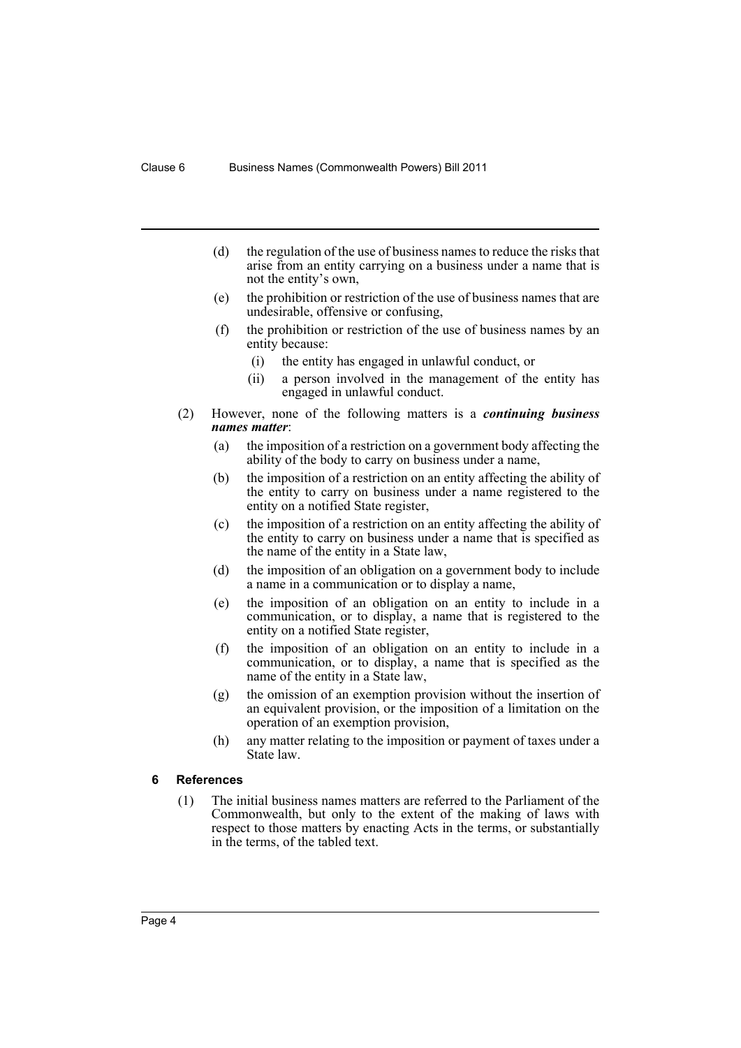(d) the regulation of the use of business names to reduce the risks that arise from an entity carrying on a business under a name that is not the entity's own,

(e) the prohibition or restriction of the use of business names that are undesirable, offensive or confusing,

(f) the prohibition or restriction of the use of business names by an entity because:

  (i) the entity has engaged in unlawful conduct, or

  (ii) a person involved in the management of the entity has engaged in unlawful conduct.

(2) However, none of the following matters is a ***continuing business names matter***:

(a) the imposition of a restriction on a government body affecting the ability of the body to carry on business under a name,

(b) the imposition of a restriction on an entity affecting the ability of the entity to carry on business under a name registered to the entity on a notified State register,

(c) the imposition of a restriction on an entity affecting the ability of the entity to carry on business under a name that is specified as the name of the entity in a State law,

(d) the imposition of an obligation on a government body to include a name in a communication or to display a name,

(e) the imposition of an obligation on an entity to include in a communication, or to display, a name that is registered to the entity on a notified State register,

(f) the imposition of an obligation on an entity to include in a communication, or to display, a name that is specified as the name of the entity in a State law,

(g) the omission of an exemption provision without the insertion of an equivalent provision, or the imposition of a limitation on the operation of an exemption provision,

(h) any matter relating to the imposition or payment of taxes under a State law.

### 6 References

(1) The initial business names matters are referred to the Parliament of the Commonwealth, but only to the extent of the making of laws with respect to those matters by enacting Acts in the terms, or substantially in the terms, of the tabled text.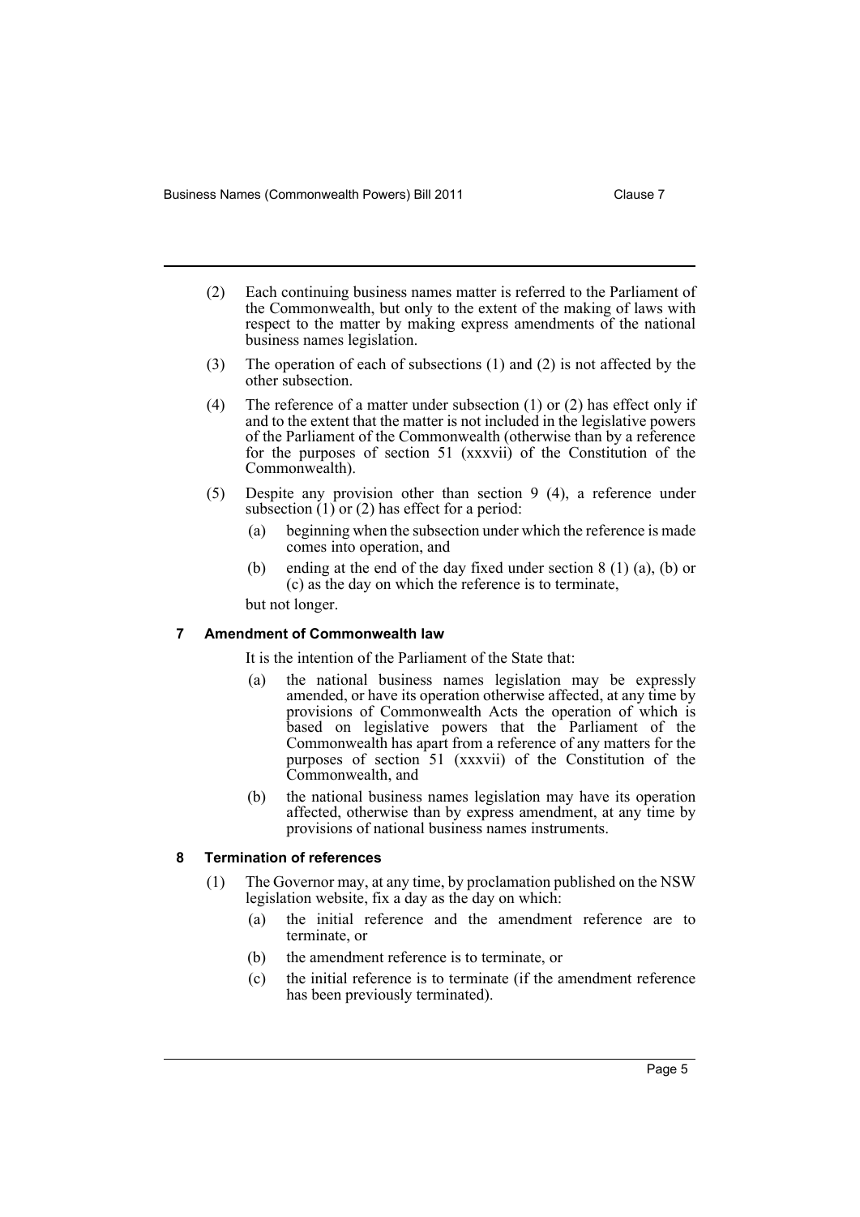(2) Each continuing business names matter is referred to the Parliament of the Commonwealth, but only to the extent of the making of laws with respect to the matter by making express amendments of the national business names legislation.

(3) The operation of each of subsections (1) and (2) is not affected by the other subsection.

(4) The reference of a matter under subsection (1) or (2) has effect only if and to the extent that the matter is not included in the legislative powers of the Parliament of the Commonwealth (otherwise than by a reference for the purposes of section 51 (xxxvii) of the Constitution of the Commonwealth).

(5) Despite any provision other than section 9 (4), a reference under subsection (1) or (2) has effect for a period:

- (a) beginning when the subsection under which the reference is made comes into operation, and
- (b) ending at the end of the day fixed under section 8 (1) (a), (b) or (c) as the day on which the reference is to terminate,

but not longer.

### 7 Amendment of Commonwealth law

It is the intention of the Parliament of the State that:

- (a) the national business names legislation may be expressly amended, or have its operation otherwise affected, at any time by provisions of Commonwealth Acts the operation of which is based on legislative powers that the Parliament of the Commonwealth has apart from a reference of any matters for the purposes of section 51 (xxxvii) of the Constitution of the Commonwealth, and
- (b) the national business names legislation may have its operation affected, otherwise than by express amendment, at any time by provisions of national business names instruments.

### 8 Termination of references

(1) The Governor may, at any time, by proclamation published on the NSW legislation website, fix a day as the day on which:

- (a) the initial reference and the amendment reference are to terminate, or
- (b) the amendment reference is to terminate, or
- (c) the initial reference is to terminate (if the amendment reference has been previously terminated).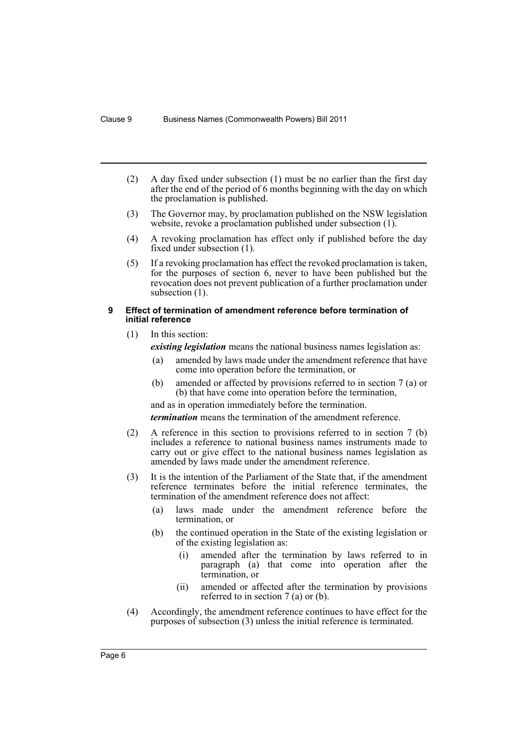(2) A day fixed under subsection (1) must be no earlier than the first day after the end of the period of 6 months beginning with the day on which the proclamation is published.

(3) The Governor may, by proclamation published on the NSW legislation website, revoke a proclamation published under subsection (1).

(4) A revoking proclamation has effect only if published before the day fixed under subsection (1).

(5) If a revoking proclamation has effect the revoked proclamation is taken, for the purposes of section 6, never to have been published but the revocation does not prevent publication of a further proclamation under subsection (1).

### 9 Effect of termination of amendment reference before termination of initial reference

(1) In this section:

***existing legislation*** means the national business names legislation as:

- (a) amended by laws made under the amendment reference that have come into operation before the termination, or
- (b) amended or affected by provisions referred to in section 7 (a) or (b) that have come into operation before the termination,

and as in operation immediately before the termination.

***termination*** means the termination of the amendment reference.

(2) A reference in this section to provisions referred to in section 7 (b) includes a reference to national business names instruments made to carry out or give effect to the national business names legislation as amended by laws made under the amendment reference.

(3) It is the intention of the Parliament of the State that, if the amendment reference terminates before the initial reference terminates, the termination of the amendment reference does not affect:

- (a) laws made under the amendment reference before the termination, or
- (b) the continued operation in the State of the existing legislation or of the existing legislation as:
  - (i) amended after the termination by laws referred to in paragraph (a) that come into operation after the termination, or
  - (ii) amended or affected after the termination by provisions referred to in section 7 (a) or (b).

(4) Accordingly, the amendment reference continues to have effect for the purposes of subsection (3) unless the initial reference is terminated.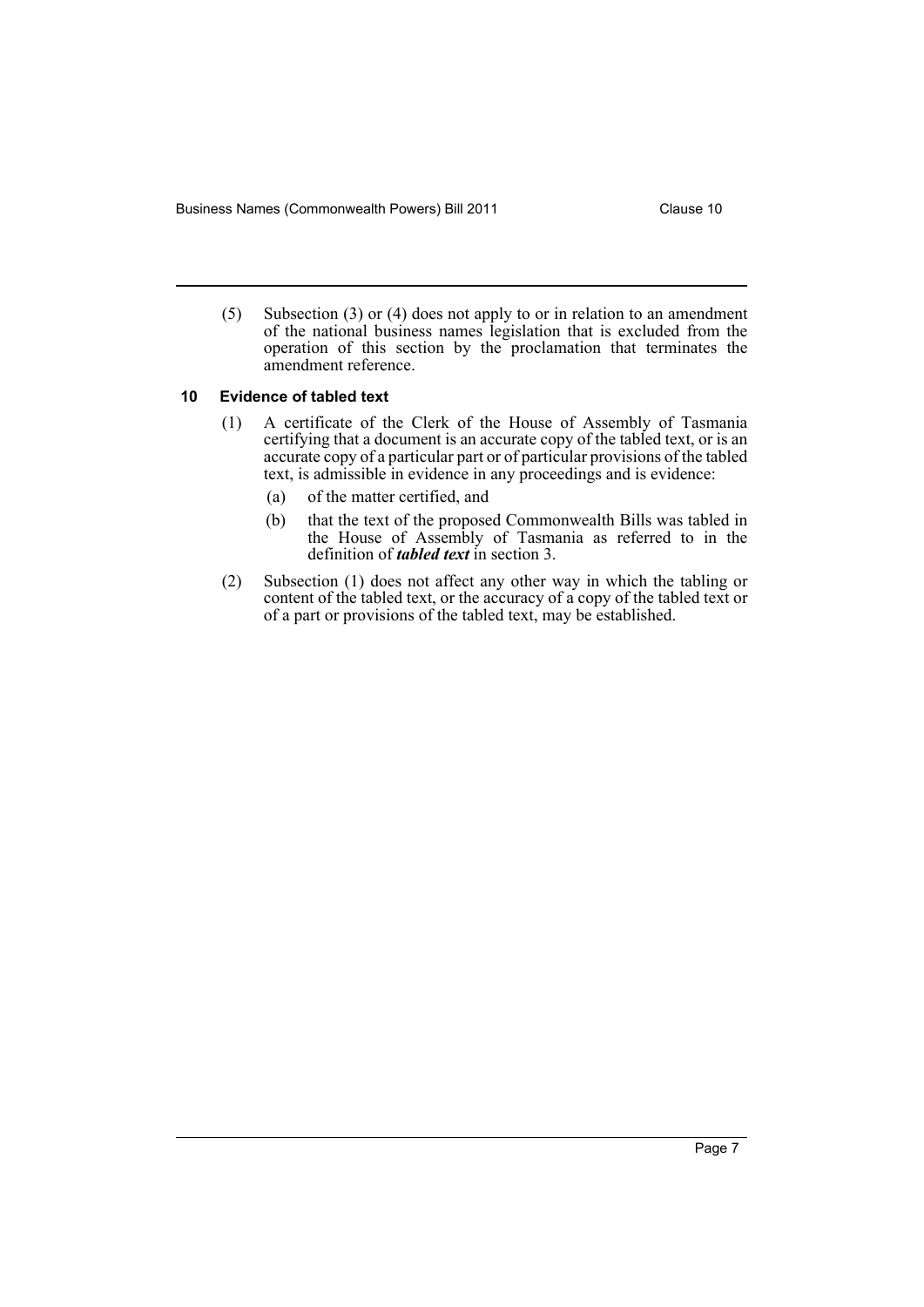(5) Subsection (3) or (4) does not apply to or in relation to an amendment of the national business names legislation that is excluded from the operation of this section by the proclamation that terminates the amendment reference.

### 10 Evidence of tabled text

(1) A certificate of the Clerk of the House of Assembly of Tasmania certifying that a document is an accurate copy of the tabled text, or is an accurate copy of a particular part or of particular provisions of the tabled text, is admissible in evidence in any proceedings and is evidence:

- (a) of the matter certified, and
- (b) that the text of the proposed Commonwealth Bills was tabled in the House of Assembly of Tasmania as referred to in the definition of ***tabled text*** in section 3.

(2) Subsection (1) does not affect any other way in which the tabling or content of the tabled text, or the accuracy of a copy of the tabled text or of a part or provisions of the tabled text, may be established.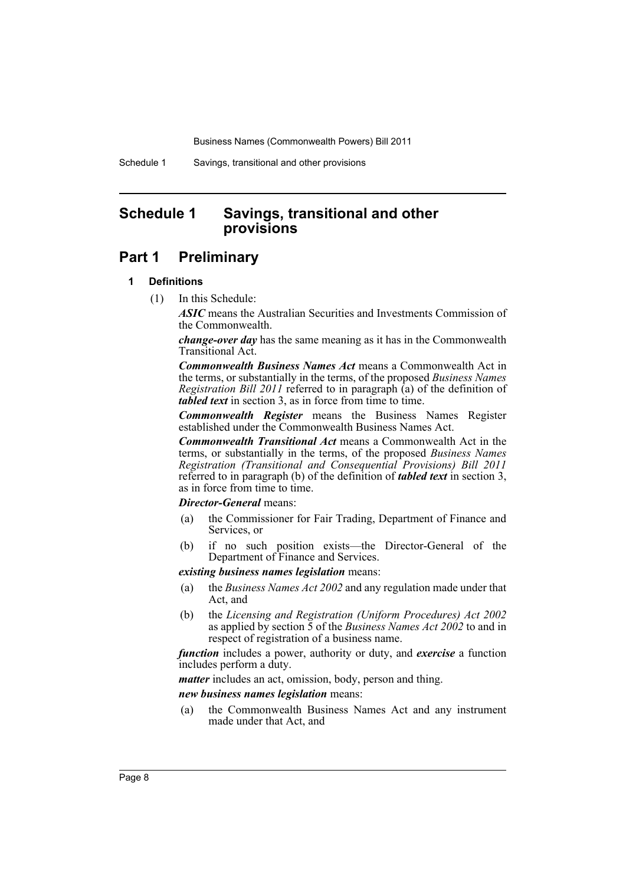# Schedule 1 Savings, transitional and other provisions

## Part 1 Preliminary

### 1 Definitions

(1) In this Schedule:

***ASIC*** means the Australian Securities and Investments Commission of the Commonwealth.

***change-over day*** has the same meaning as it has in the Commonwealth Transitional Act.

***Commonwealth Business Names Act*** means a Commonwealth Act in the terms, or substantially in the terms, of the proposed *Business Names Registration Bill 2011* referred to in paragraph (a) of the definition of ***tabled text*** in section 3, as in force from time to time.

***Commonwealth Register*** means the Business Names Register established under the Commonwealth Business Names Act.

***Commonwealth Transitional Act*** means a Commonwealth Act in the terms, or substantially in the terms, of the proposed *Business Names Registration (Transitional and Consequential Provisions) Bill 2011* referred to in paragraph (b) of the definition of ***tabled text*** in section 3, as in force from time to time.

***Director-General*** means:

- (a) the Commissioner for Fair Trading, Department of Finance and Services, or
- (b) if no such position exists—the Director-General of the Department of Finance and Services.

***existing business names legislation*** means:

- (a) the *Business Names Act 2002* and any regulation made under that Act, and
- (b) the *Licensing and Registration (Uniform Procedures) Act 2002* as applied by section 5 of the *Business Names Act 2002* to and in respect of registration of a business name.

***function*** includes a power, authority or duty, and ***exercise*** a function includes perform a duty.

***matter*** includes an act, omission, body, person and thing.

***new business names legislation*** means:

- (a) the Commonwealth Business Names Act and any instrument made under that Act, and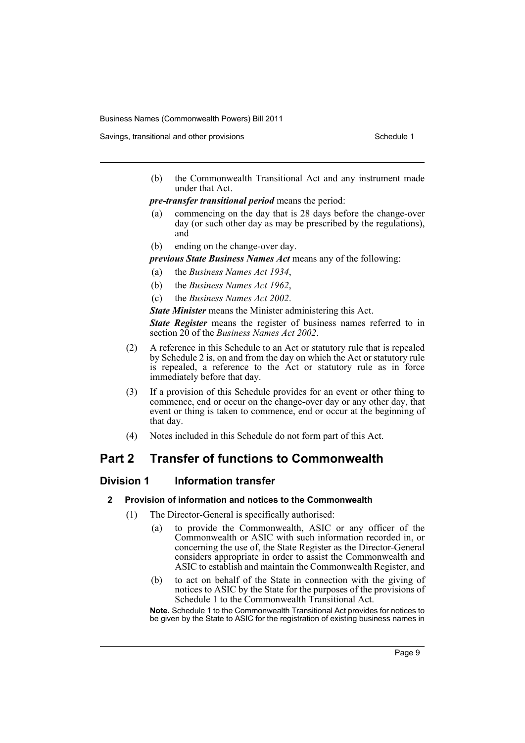(b) the Commonwealth Transitional Act and any instrument made under that Act.

***pre-transfer transitional period*** means the period:

(a) commencing on the day that is 28 days before the change-over day (or such other day as may be prescribed by the regulations), and

(b) ending on the change-over day.

***previous State Business Names Act*** means any of the following:

(a) the *Business Names Act 1934*,

(b) the *Business Names Act 1962*,

(c) the *Business Names Act 2002*.

***State Minister*** means the Minister administering this Act.

***State Register*** means the register of business names referred to in section 20 of the *Business Names Act 2002*.

(2) A reference in this Schedule to an Act or statutory rule that is repealed by Schedule 2 is, on and from the day on which the Act or statutory rule is repealed, a reference to the Act or statutory rule as in force immediately before that day.

(3) If a provision of this Schedule provides for an event or other thing to commence, end or occur on the change-over day or any other day, that event or thing is taken to commence, end or occur at the beginning of that day.

(4) Notes included in this Schedule do not form part of this Act.

# Part 2 Transfer of functions to Commonwealth

## Division 1 Information transfer

### 2 Provision of information and notices to the Commonwealth

(1) The Director-General is specifically authorised:

(a) to provide the Commonwealth, ASIC or any officer of the Commonwealth or ASIC with such information recorded in, or concerning the use of, the State Register as the Director-General considers appropriate in order to assist the Commonwealth and ASIC to establish and maintain the Commonwealth Register, and

(b) to act on behalf of the State in connection with the giving of notices to ASIC by the State for the purposes of the provisions of Schedule 1 to the Commonwealth Transitional Act.

**Note.** Schedule 1 to the Commonwealth Transitional Act provides for notices to be given by the State to ASIC for the registration of existing business names in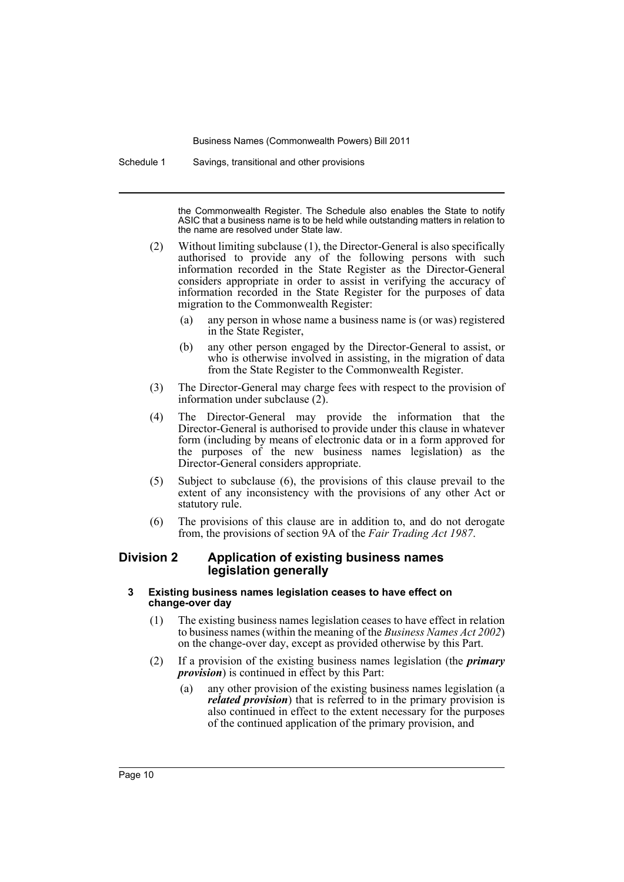the Commonwealth Register. The Schedule also enables the State to notify ASIC that a business name is to be held while outstanding matters in relation to the name are resolved under State law.

(2) Without limiting subclause (1), the Director-General is also specifically authorised to provide any of the following persons with such information recorded in the State Register as the Director-General considers appropriate in order to assist in verifying the accuracy of information recorded in the State Register for the purposes of data migration to the Commonwealth Register:

(a) any person in whose name a business name is (or was) registered in the State Register,

(b) any other person engaged by the Director-General to assist, or who is otherwise involved in assisting, in the migration of data from the State Register to the Commonwealth Register.

(3) The Director-General may charge fees with respect to the provision of information under subclause (2).

(4) The Director-General may provide the information that the Director-General is authorised to provide under this clause in whatever form (including by means of electronic data or in a form approved for the purposes of the new business names legislation) as the Director-General considers appropriate.

(5) Subject to subclause (6), the provisions of this clause prevail to the extent of any inconsistency with the provisions of any other Act or statutory rule.

(6) The provisions of this clause are in addition to, and do not derogate from, the provisions of section 9A of the *Fair Trading Act 1987*.

## Division 2 Application of existing business names legislation generally

### 3 Existing business names legislation ceases to have effect on change-over day

(1) The existing business names legislation ceases to have effect in relation to business names (within the meaning of the *Business Names Act 2002*) on the change-over day, except as provided otherwise by this Part.

(2) If a provision of the existing business names legislation (the ***primary provision***) is continued in effect by this Part:

(a) any other provision of the existing business names legislation (a ***related provision***) that is referred to in the primary provision is also continued in effect to the extent necessary for the purposes of the continued application of the primary provision, and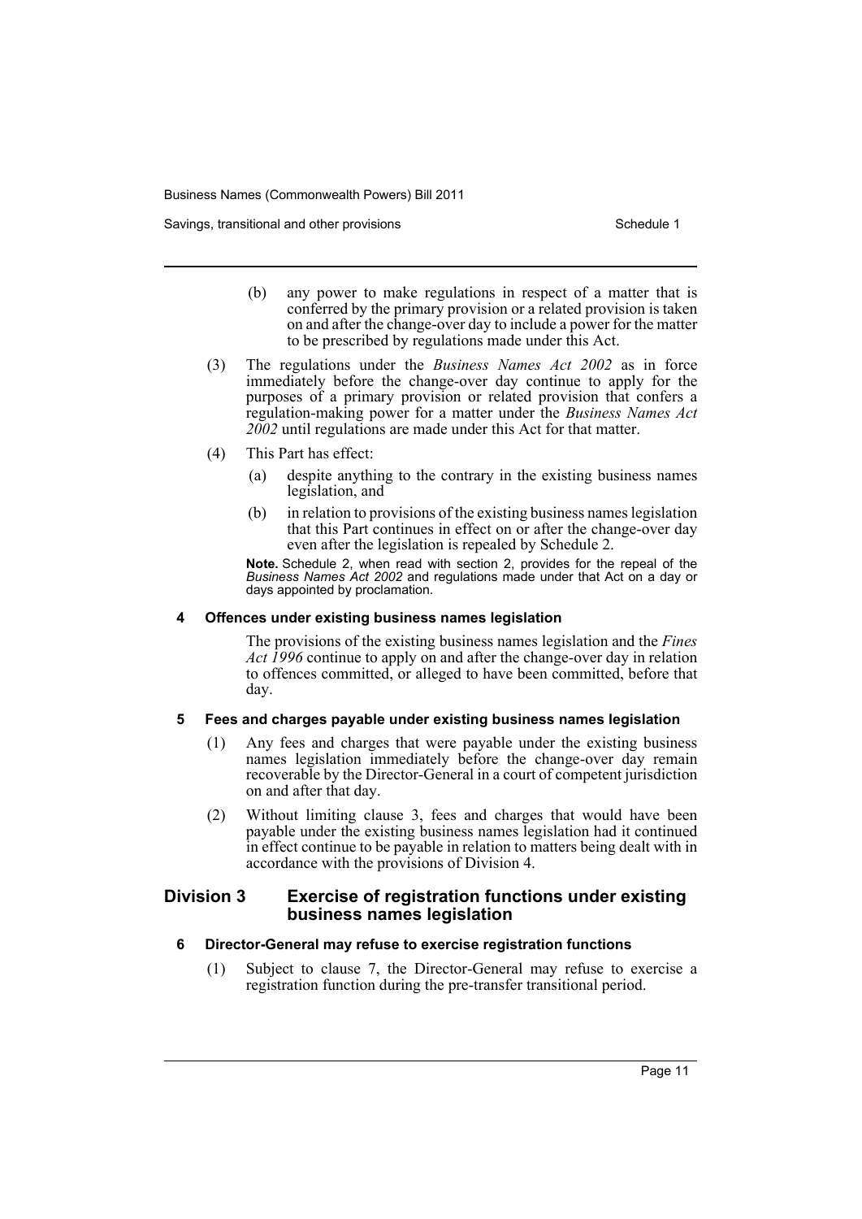(b) any power to make regulations in respect of a matter that is conferred by the primary provision or a related provision is taken on and after the change-over day to include a power for the matter to be prescribed by regulations made under this Act.

(3) The regulations under the *Business Names Act 2002* as in force immediately before the change-over day continue to apply for the purposes of a primary provision or related provision that confers a regulation-making power for a matter under the *Business Names Act 2002* until regulations are made under this Act for that matter.

(4) This Part has effect:

(a) despite anything to the contrary in the existing business names legislation, and

(b) in relation to provisions of the existing business names legislation that this Part continues in effect on or after the change-over day even after the legislation is repealed by Schedule 2.

**Note.** Schedule 2, when read with section 2, provides for the repeal of the *Business Names Act 2002* and regulations made under that Act on a day or days appointed by proclamation.

#### 4 Offences under existing business names legislation

The provisions of the existing business names legislation and the *Fines Act 1996* continue to apply on and after the change-over day in relation to offences committed, or alleged to have been committed, before that day.

#### 5 Fees and charges payable under existing business names legislation

(1) Any fees and charges that were payable under the existing business names legislation immediately before the change-over day remain recoverable by the Director-General in a court of competent jurisdiction on and after that day.

(2) Without limiting clause 3, fees and charges that would have been payable under the existing business names legislation had it continued in effect continue to be payable in relation to matters being dealt with in accordance with the provisions of Division 4.

### Division 3 Exercise of registration functions under existing business names legislation

#### 6 Director-General may refuse to exercise registration functions

(1) Subject to clause 7, the Director-General may refuse to exercise a registration function during the pre-transfer transitional period.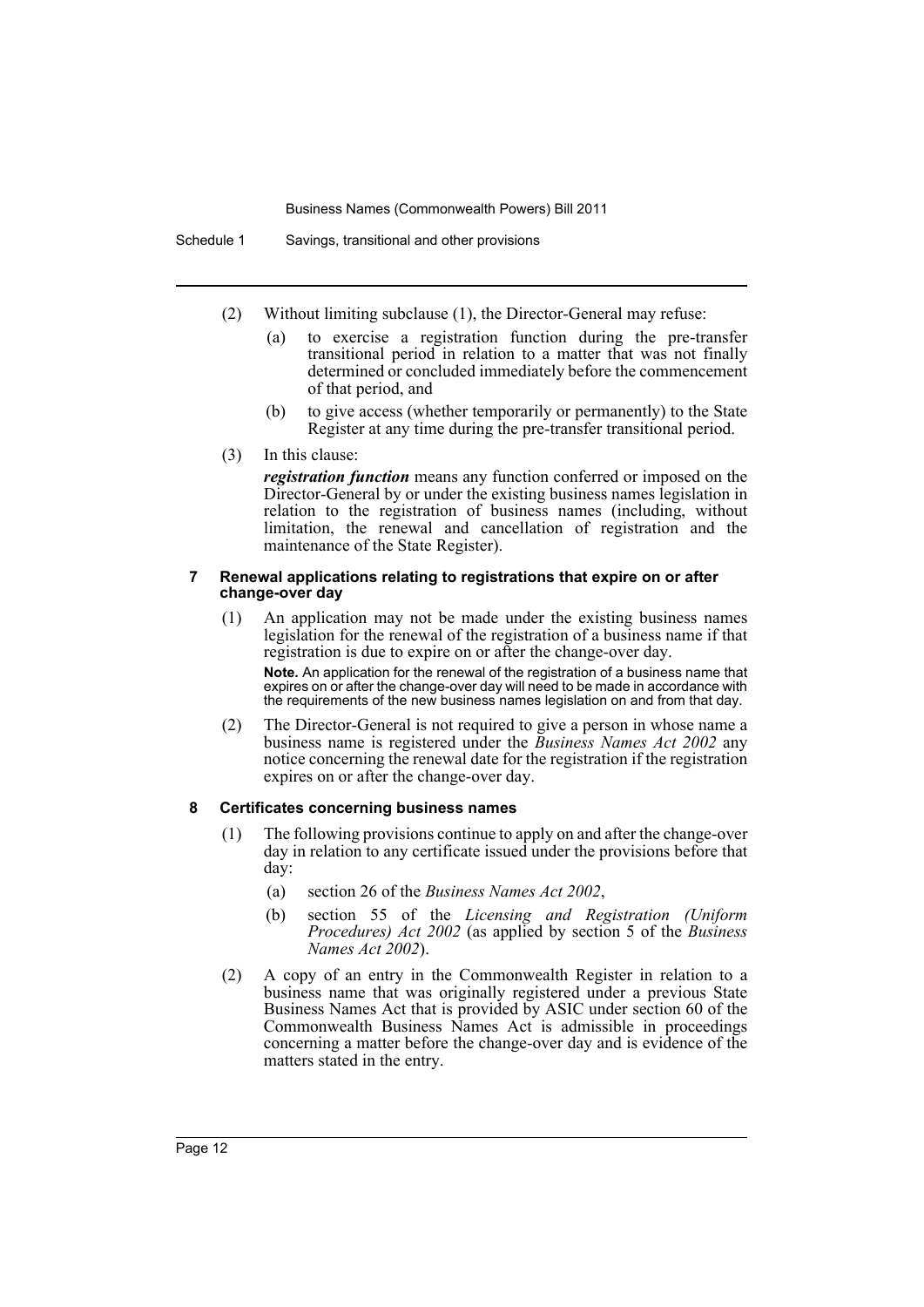(2) Without limiting subclause (1), the Director-General may refuse:

(a) to exercise a registration function during the pre-transfer transitional period in relation to a matter that was not finally determined or concluded immediately before the commencement of that period, and

(b) to give access (whether temporarily or permanently) to the State Register at any time during the pre-transfer transitional period.

(3) In this clause:

***registration function*** means any function conferred or imposed on the Director-General by or under the existing business names legislation in relation to the registration of business names (including, without limitation, the renewal and cancellation of registration and the maintenance of the State Register).

#### 7 Renewal applications relating to registrations that expire on or after change-over day

(1) An application may not be made under the existing business names legislation for the renewal of the registration of a business name if that registration is due to expire on or after the change-over day.

**Note.** An application for the renewal of the registration of a business name that expires on or after the change-over day will need to be made in accordance with the requirements of the new business names legislation on and from that day.

(2) The Director-General is not required to give a person in whose name a business name is registered under the *Business Names Act 2002* any notice concerning the renewal date for the registration if the registration expires on or after the change-over day.

#### 8 Certificates concerning business names

(1) The following provisions continue to apply on and after the change-over day in relation to any certificate issued under the provisions before that day:

(a) section 26 of the *Business Names Act 2002*,

(b) section 55 of the *Licensing and Registration (Uniform Procedures) Act 2002* (as applied by section 5 of the *Business Names Act 2002*).

(2) A copy of an entry in the Commonwealth Register in relation to a business name that was originally registered under a previous State Business Names Act that is provided by ASIC under section 60 of the Commonwealth Business Names Act is admissible in proceedings concerning a matter before the change-over day and is evidence of the matters stated in the entry.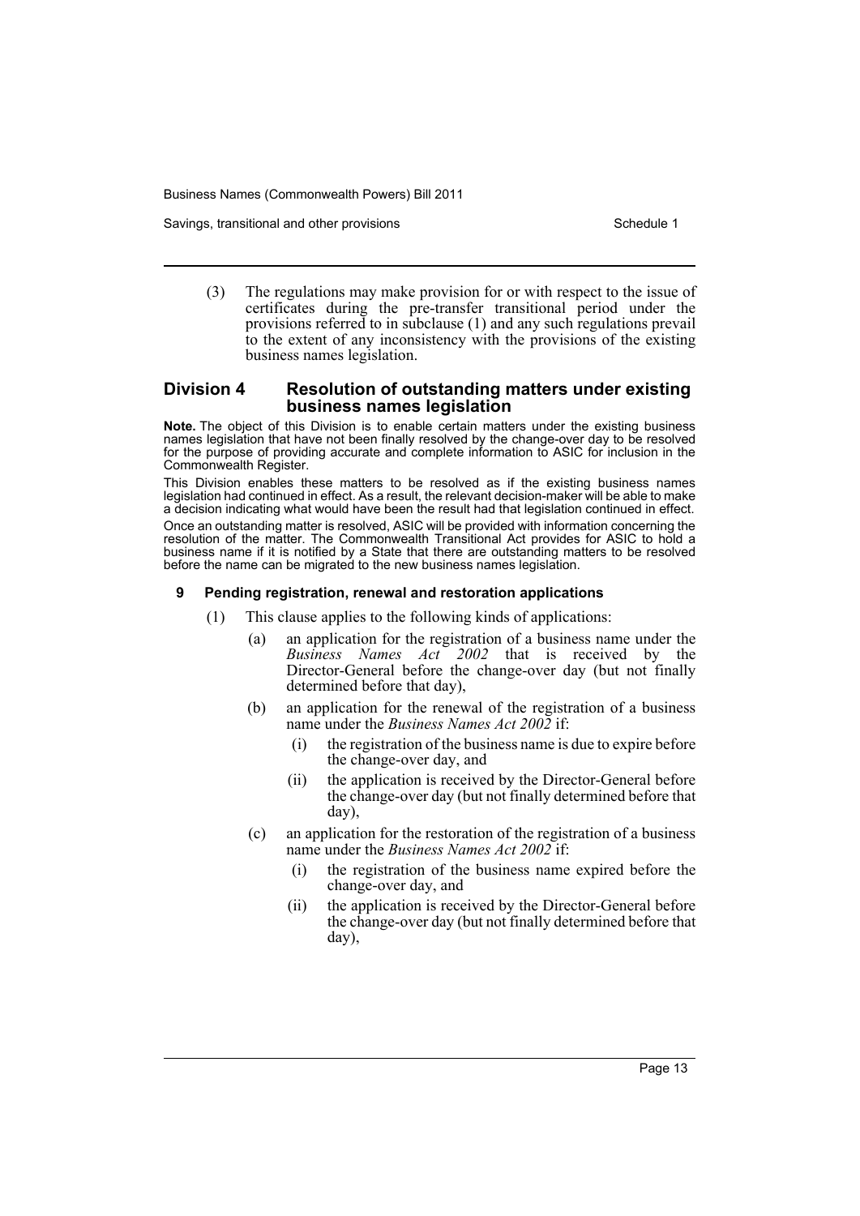(3) The regulations may make provision for or with respect to the issue of certificates during the pre-transfer transitional period under the provisions referred to in subclause (1) and any such regulations prevail to the extent of any inconsistency with the provisions of the existing business names legislation.

## Division 4 Resolution of outstanding matters under existing business names legislation

**Note.** The object of this Division is to enable certain matters under the existing business names legislation that have not been finally resolved by the change-over day to be resolved for the purpose of providing accurate and complete information to ASIC for inclusion in the Commonwealth Register.

This Division enables these matters to be resolved as if the existing business names legislation had continued in effect. As a result, the relevant decision-maker will be able to make a decision indicating what would have been the result had that legislation continued in effect.

Once an outstanding matter is resolved, ASIC will be provided with information concerning the resolution of the matter. The Commonwealth Transitional Act provides for ASIC to hold a business name if it is notified by a State that there are outstanding matters to be resolved before the name can be migrated to the new business names legislation.

### 9 Pending registration, renewal and restoration applications

(1) This clause applies to the following kinds of applications:

- (a) an application for the registration of a business name under the *Business Names Act 2002* that is received by the Director-General before the change-over day (but not finally determined before that day),
- (b) an application for the renewal of the registration of a business name under the *Business Names Act 2002* if:
  - (i) the registration of the business name is due to expire before the change-over day, and
  - (ii) the application is received by the Director-General before the change-over day (but not finally determined before that day),
- (c) an application for the restoration of the registration of a business name under the *Business Names Act 2002* if:
  - (i) the registration of the business name expired before the change-over day, and
  - (ii) the application is received by the Director-General before the change-over day (but not finally determined before that day),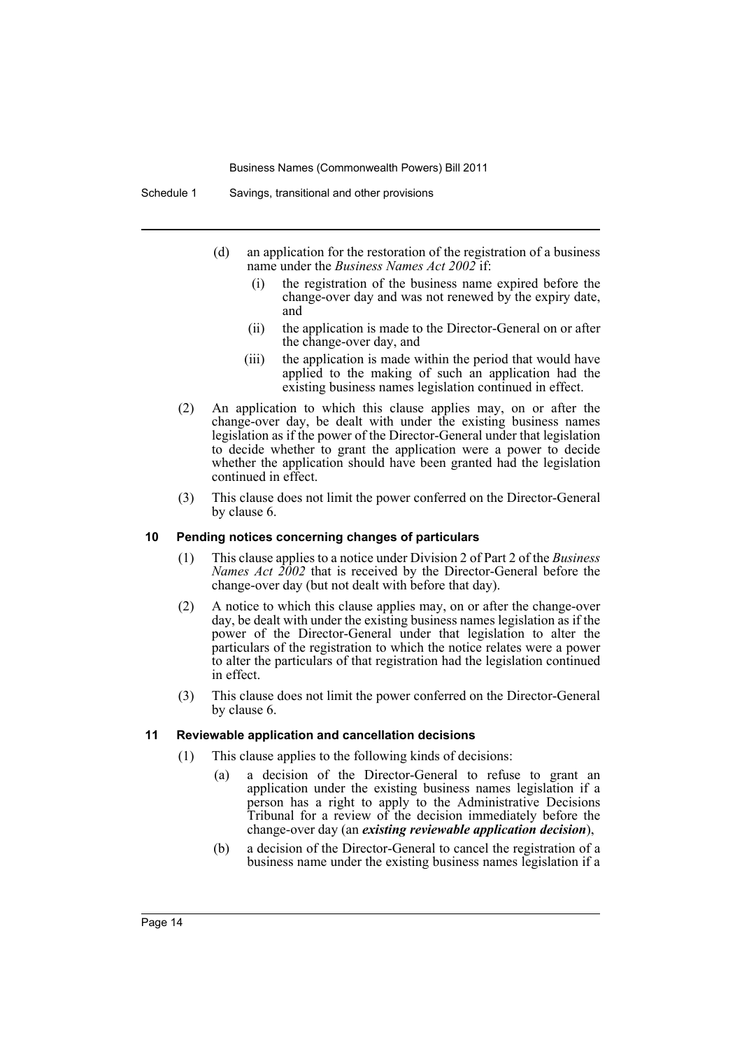(d) an application for the restoration of the registration of a business name under the *Business Names Act 2002* if:

   (i) the registration of the business name expired before the change-over day and was not renewed by the expiry date, and

   (ii) the application is made to the Director-General on or after the change-over day, and

   (iii) the application is made within the period that would have applied to the making of such an application had the existing business names legislation continued in effect.

(2) An application to which this clause applies may, on or after the change-over day, be dealt with under the existing business names legislation as if the power of the Director-General under that legislation to decide whether to grant the application were a power to decide whether the application should have been granted had the legislation continued in effect.

(3) This clause does not limit the power conferred on the Director-General by clause 6.

### 10 Pending notices concerning changes of particulars

(1) This clause applies to a notice under Division 2 of Part 2 of the *Business Names Act 2002* that is received by the Director-General before the change-over day (but not dealt with before that day).

(2) A notice to which this clause applies may, on or after the change-over day, be dealt with under the existing business names legislation as if the power of the Director-General under that legislation to alter the particulars of the registration to which the notice relates were a power to alter the particulars of that registration had the legislation continued in effect.

(3) This clause does not limit the power conferred on the Director-General by clause 6.

### 11 Reviewable application and cancellation decisions

(1) This clause applies to the following kinds of decisions:

   (a) a decision of the Director-General to refuse to grant an application under the existing business names legislation if a person has a right to apply to the Administrative Decisions Tribunal for a review of the decision immediately before the change-over day (an ***existing reviewable application decision***),

   (b) a decision of the Director-General to cancel the registration of a business name under the existing business names legislation if a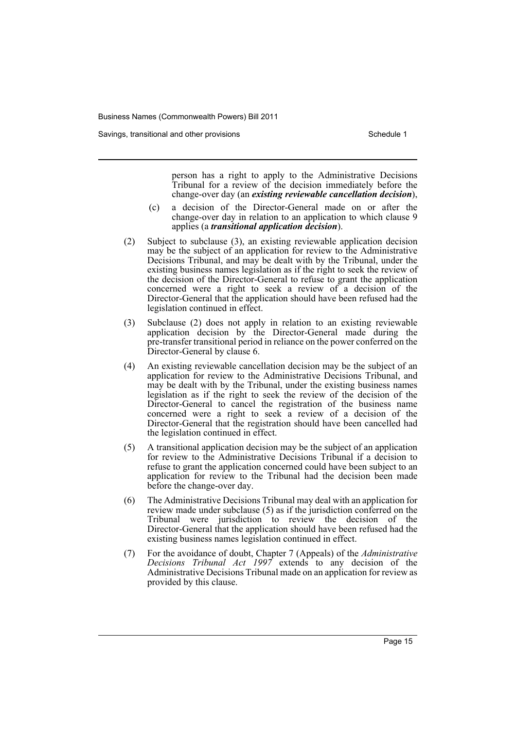person has a right to apply to the Administrative Decisions Tribunal for a review of the decision immediately before the change-over day (an ***existing reviewable cancellation decision***),

(c) a decision of the Director-General made on or after the change-over day in relation to an application to which clause 9 applies (a ***transitional application decision***).

(2) Subject to subclause (3), an existing reviewable application decision may be the subject of an application for review to the Administrative Decisions Tribunal, and may be dealt with by the Tribunal, under the existing business names legislation as if the right to seek the review of the decision of the Director-General to refuse to grant the application concerned were a right to seek a review of a decision of the Director-General that the application should have been refused had the legislation continued in effect.

(3) Subclause (2) does not apply in relation to an existing reviewable application decision by the Director-General made during the pre-transfer transitional period in reliance on the power conferred on the Director-General by clause 6.

(4) An existing reviewable cancellation decision may be the subject of an application for review to the Administrative Decisions Tribunal, and may be dealt with by the Tribunal, under the existing business names legislation as if the right to seek the review of the decision of the Director-General to cancel the registration of the business name concerned were a right to seek a review of a decision of the Director-General that the registration should have been cancelled had the legislation continued in effect.

(5) A transitional application decision may be the subject of an application for review to the Administrative Decisions Tribunal if a decision to refuse to grant the application concerned could have been subject to an application for review to the Tribunal had the decision been made before the change-over day.

(6) The Administrative Decisions Tribunal may deal with an application for review made under subclause (5) as if the jurisdiction conferred on the Tribunal were jurisdiction to review the decision of the Director-General that the application should have been refused had the existing business names legislation continued in effect.

(7) For the avoidance of doubt, Chapter 7 (Appeals) of the *Administrative Decisions Tribunal Act 1997* extends to any decision of the Administrative Decisions Tribunal made on an application for review as provided by this clause.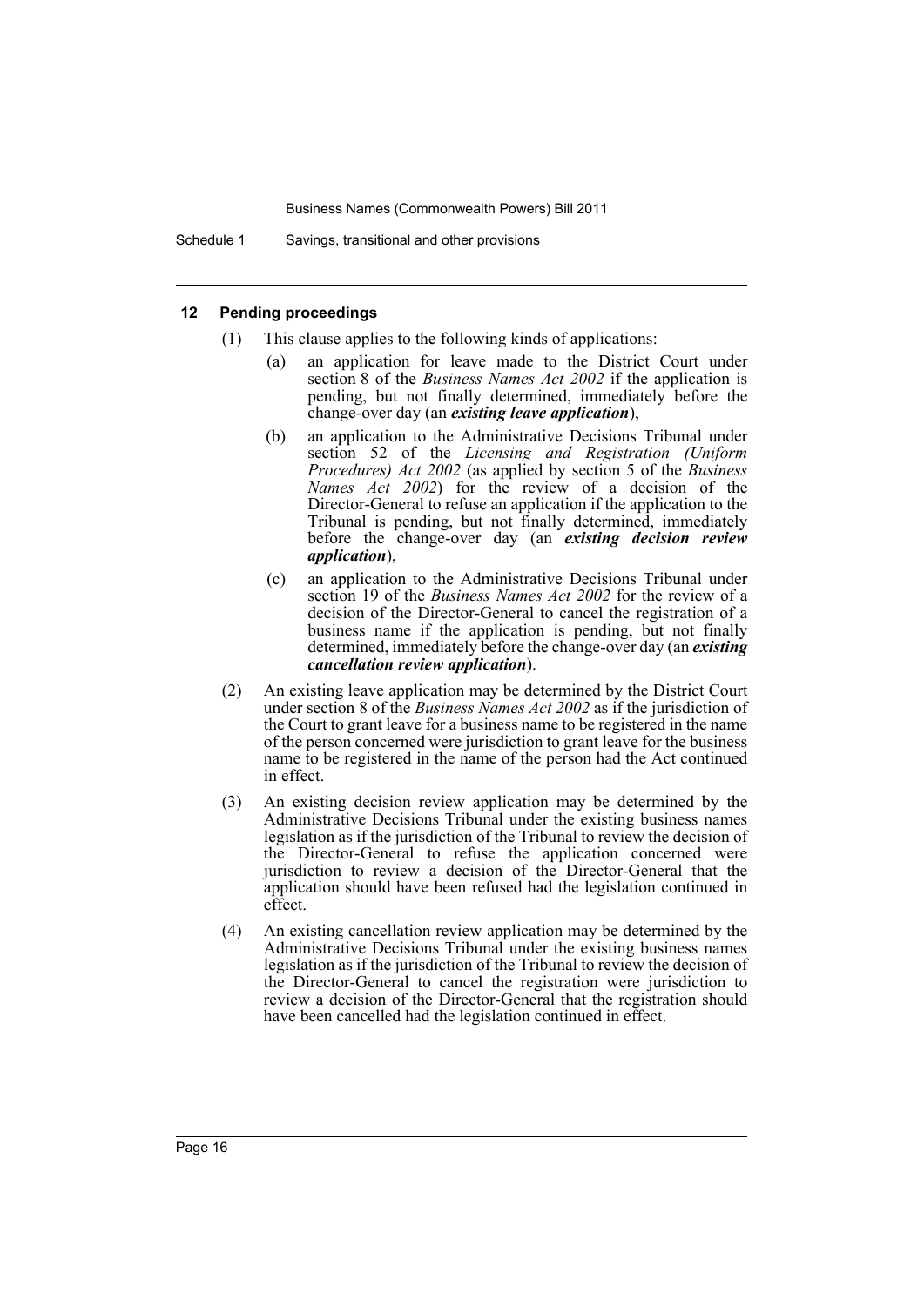#### 12 Pending proceedings

(1) This clause applies to the following kinds of applications:

(a) an application for leave made to the District Court under section 8 of the *Business Names Act 2002* if the application is pending, but not finally determined, immediately before the change-over day (an ***existing leave application***),

(b) an application to the Administrative Decisions Tribunal under section 52 of the *Licensing and Registration (Uniform Procedures) Act 2002* (as applied by section 5 of the *Business Names Act 2002*) for the review of a decision of the Director-General to refuse an application if the application to the Tribunal is pending, but not finally determined, immediately before the change-over day (an ***existing decision review application***),

(c) an application to the Administrative Decisions Tribunal under section 19 of the *Business Names Act 2002* for the review of a decision of the Director-General to cancel the registration of a business name if the application is pending, but not finally determined, immediately before the change-over day (an ***existing cancellation review application***).

(2) An existing leave application may be determined by the District Court under section 8 of the *Business Names Act 2002* as if the jurisdiction of the Court to grant leave for a business name to be registered in the name of the person concerned were jurisdiction to grant leave for the business name to be registered in the name of the person had the Act continued in effect.

(3) An existing decision review application may be determined by the Administrative Decisions Tribunal under the existing business names legislation as if the jurisdiction of the Tribunal to review the decision of the Director-General to refuse the application concerned were jurisdiction to review a decision of the Director-General that the application should have been refused had the legislation continued in effect.

(4) An existing cancellation review application may be determined by the Administrative Decisions Tribunal under the existing business names legislation as if the jurisdiction of the Tribunal to review the decision of the Director-General to cancel the registration were jurisdiction to review a decision of the Director-General that the registration should have been cancelled had the legislation continued in effect.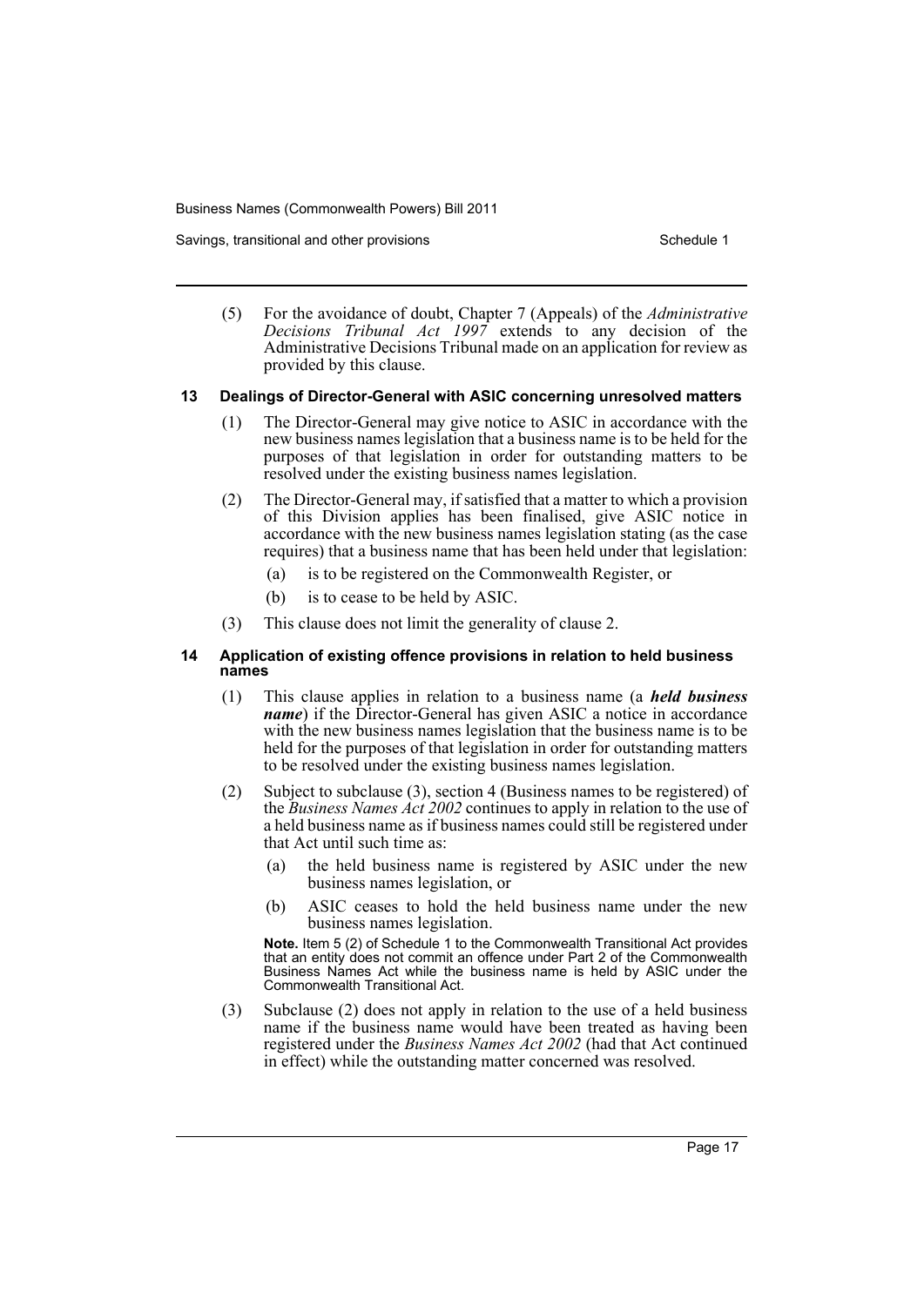(5) For the avoidance of doubt, Chapter 7 (Appeals) of the *Administrative Decisions Tribunal Act 1997* extends to any decision of the Administrative Decisions Tribunal made on an application for review as provided by this clause.

### 13 Dealings of Director-General with ASIC concerning unresolved matters

(1) The Director-General may give notice to ASIC in accordance with the new business names legislation that a business name is to be held for the purposes of that legislation in order for outstanding matters to be resolved under the existing business names legislation.

(2) The Director-General may, if satisfied that a matter to which a provision of this Division applies has been finalised, give ASIC notice in accordance with the new business names legislation stating (as the case requires) that a business name that has been held under that legislation:

- (a) is to be registered on the Commonwealth Register, or
- (b) is to cease to be held by ASIC.

(3) This clause does not limit the generality of clause 2.

### 14 Application of existing offence provisions in relation to held business names

(1) This clause applies in relation to a business name (a ***held business name***) if the Director-General has given ASIC a notice in accordance with the new business names legislation that the business name is to be held for the purposes of that legislation in order for outstanding matters to be resolved under the existing business names legislation.

(2) Subject to subclause (3), section 4 (Business names to be registered) of the *Business Names Act 2002* continues to apply in relation to the use of a held business name as if business names could still be registered under that Act until such time as:

- (a) the held business name is registered by ASIC under the new business names legislation, or
- (b) ASIC ceases to hold the held business name under the new business names legislation.

**Note.** Item 5 (2) of Schedule 1 to the Commonwealth Transitional Act provides that an entity does not commit an offence under Part 2 of the Commonwealth Business Names Act while the business name is held by ASIC under the Commonwealth Transitional Act.

(3) Subclause (2) does not apply in relation to the use of a held business name if the business name would have been treated as having been registered under the *Business Names Act 2002* (had that Act continued in effect) while the outstanding matter concerned was resolved.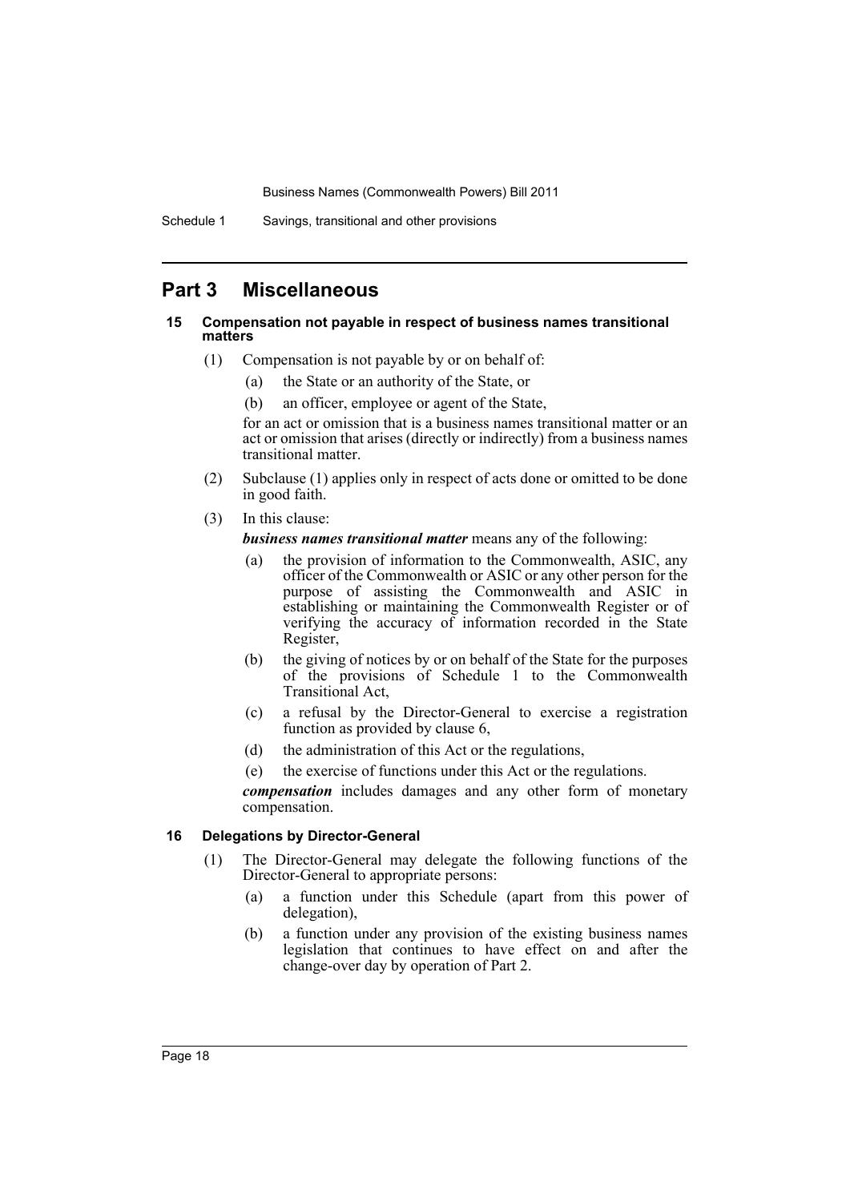# Part 3 Miscellaneous

### 15 Compensation not payable in respect of business names transitional matters

(1) Compensation is not payable by or on behalf of:

- (a) the State or an authority of the State, or
- (b) an officer, employee or agent of the State,

for an act or omission that is a business names transitional matter or an act or omission that arises (directly or indirectly) from a business names transitional matter.

(2) Subclause (1) applies only in respect of acts done or omitted to be done in good faith.

(3) In this clause:

***business names transitional matter*** means any of the following:

- (a) the provision of information to the Commonwealth, ASIC, any officer of the Commonwealth or ASIC or any other person for the purpose of assisting the Commonwealth and ASIC in establishing or maintaining the Commonwealth Register or of verifying the accuracy of information recorded in the State Register,
- (b) the giving of notices by or on behalf of the State for the purposes of the provisions of Schedule 1 to the Commonwealth Transitional Act,
- (c) a refusal by the Director-General to exercise a registration function as provided by clause 6,
- (d) the administration of this Act or the regulations,
- (e) the exercise of functions under this Act or the regulations.

***compensation*** includes damages and any other form of monetary compensation.

### 16 Delegations by Director-General

(1) The Director-General may delegate the following functions of the Director-General to appropriate persons:

- (a) a function under this Schedule (apart from this power of delegation),
- (b) a function under any provision of the existing business names legislation that continues to have effect on and after the change-over day by operation of Part 2.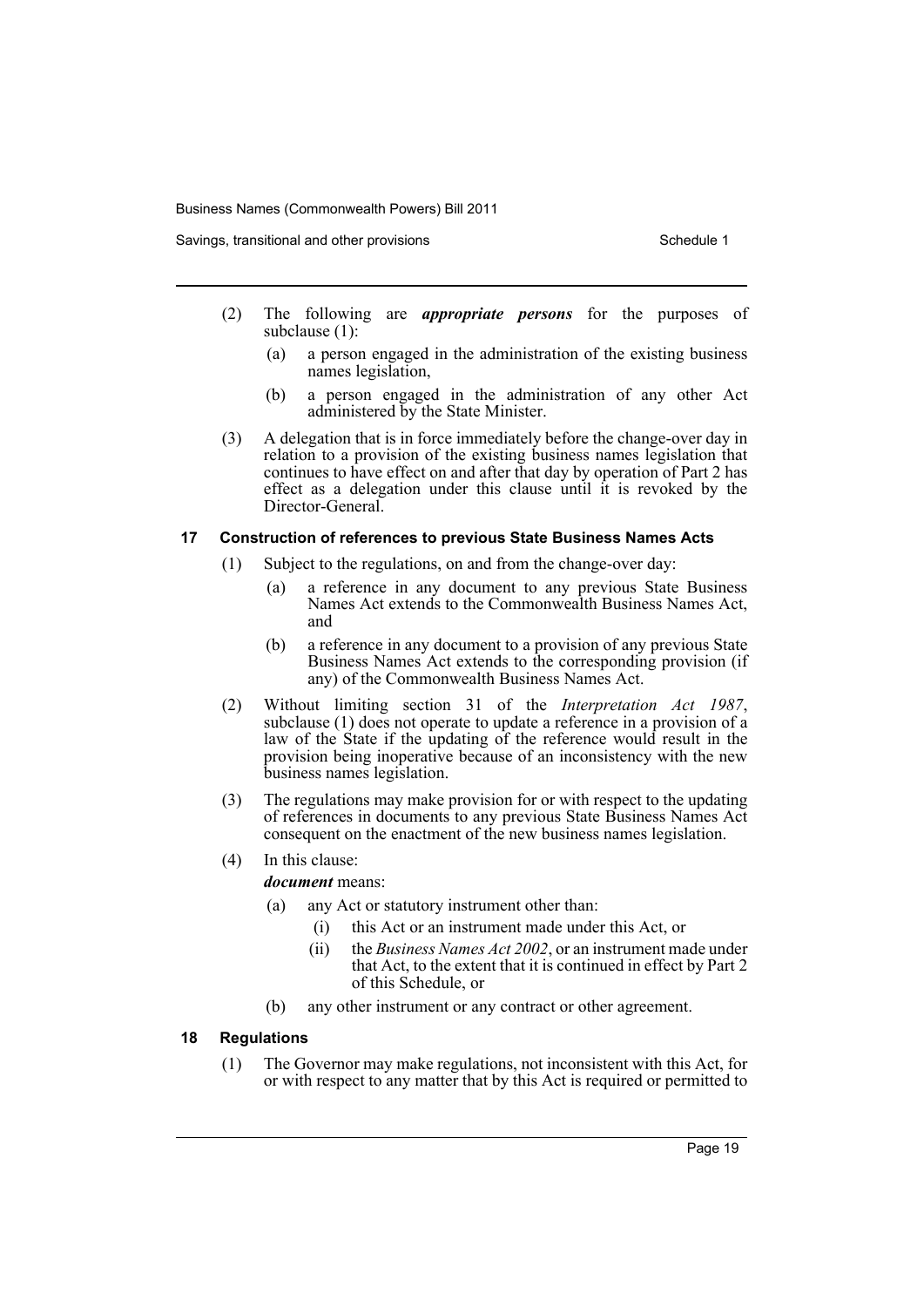(2) The following are ***appropriate persons*** for the purposes of subclause (1):

(a) a person engaged in the administration of the existing business names legislation,

(b) a person engaged in the administration of any other Act administered by the State Minister.

(3) A delegation that is in force immediately before the change-over day in relation to a provision of the existing business names legislation that continues to have effect on and after that day by operation of Part 2 has effect as a delegation under this clause until it is revoked by the Director-General.

### 17 Construction of references to previous State Business Names Acts

(1) Subject to the regulations, on and from the change-over day:

(a) a reference in any document to any previous State Business Names Act extends to the Commonwealth Business Names Act, and

(b) a reference in any document to a provision of any previous State Business Names Act extends to the corresponding provision (if any) of the Commonwealth Business Names Act.

(2) Without limiting section 31 of the *Interpretation Act 1987*, subclause (1) does not operate to update a reference in a provision of a law of the State if the updating of the reference would result in the provision being inoperative because of an inconsistency with the new business names legislation.

(3) The regulations may make provision for or with respect to the updating of references in documents to any previous State Business Names Act consequent on the enactment of the new business names legislation.

(4) In this clause:

***document*** means:

(a) any Act or statutory instrument other than:

(i) this Act or an instrument made under this Act, or

(ii) the *Business Names Act 2002*, or an instrument made under that Act, to the extent that it is continued in effect by Part 2 of this Schedule, or

(b) any other instrument or any contract or other agreement.

### 18 Regulations

(1) The Governor may make regulations, not inconsistent with this Act, for or with respect to any matter that by this Act is required or permitted to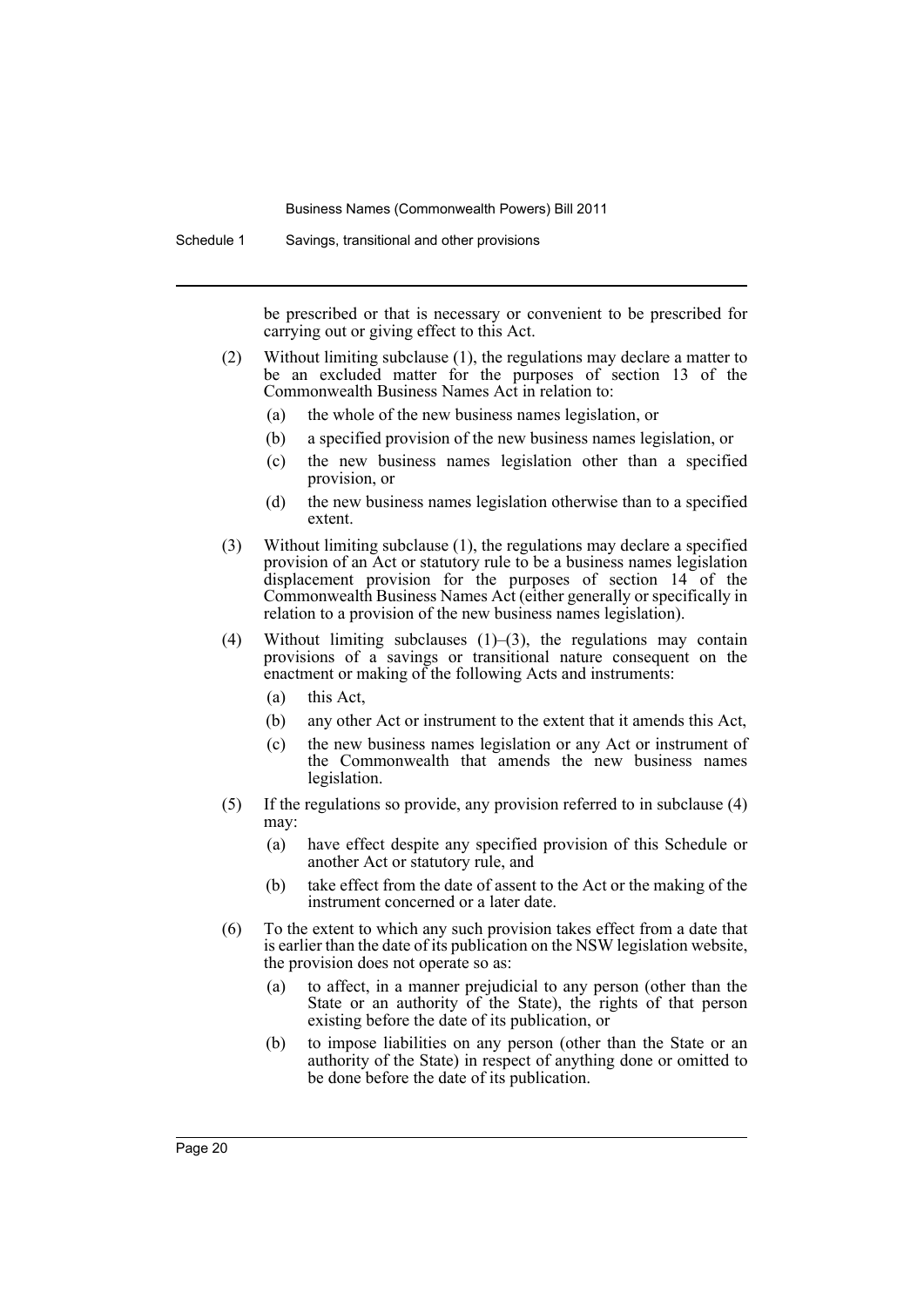be prescribed or that is necessary or convenient to be prescribed for carrying out or giving effect to this Act.

(2) Without limiting subclause (1), the regulations may declare a matter to be an excluded matter for the purposes of section 13 of the Commonwealth Business Names Act in relation to:

- (a) the whole of the new business names legislation, or
- (b) a specified provision of the new business names legislation, or
- (c) the new business names legislation other than a specified provision, or
- (d) the new business names legislation otherwise than to a specified extent.

(3) Without limiting subclause (1), the regulations may declare a specified provision of an Act or statutory rule to be a business names legislation displacement provision for the purposes of section 14 of the Commonwealth Business Names Act (either generally or specifically in relation to a provision of the new business names legislation).

(4) Without limiting subclauses (1)–(3), the regulations may contain provisions of a savings or transitional nature consequent on the enactment or making of the following Acts and instruments:

- (a) this Act,
- (b) any other Act or instrument to the extent that it amends this Act,
- (c) the new business names legislation or any Act or instrument of the Commonwealth that amends the new business names legislation.

(5) If the regulations so provide, any provision referred to in subclause (4) may:

- (a) have effect despite any specified provision of this Schedule or another Act or statutory rule, and
- (b) take effect from the date of assent to the Act or the making of the instrument concerned or a later date.

(6) To the extent to which any such provision takes effect from a date that is earlier than the date of its publication on the NSW legislation website, the provision does not operate so as:

- (a) to affect, in a manner prejudicial to any person (other than the State or an authority of the State), the rights of that person existing before the date of its publication, or
- (b) to impose liabilities on any person (other than the State or an authority of the State) in respect of anything done or omitted to be done before the date of its publication.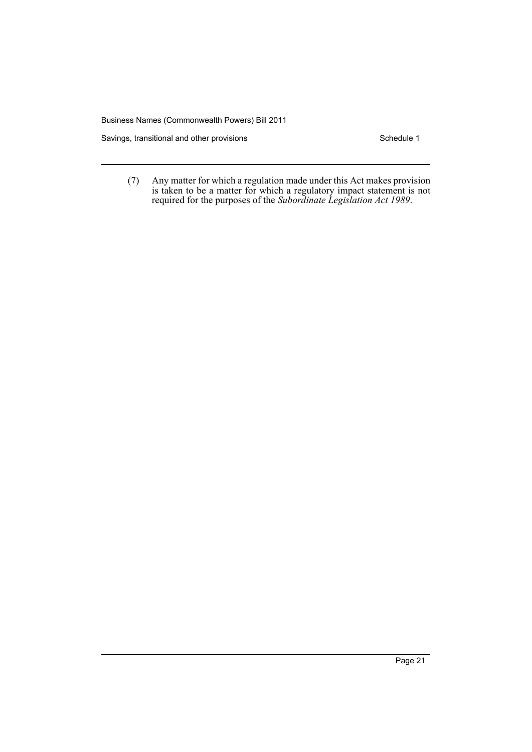(7) Any matter for which a regulation made under this Act makes provision is taken to be a matter for which a regulatory impact statement is not required for the purposes of the *Subordinate Legislation Act 1989*.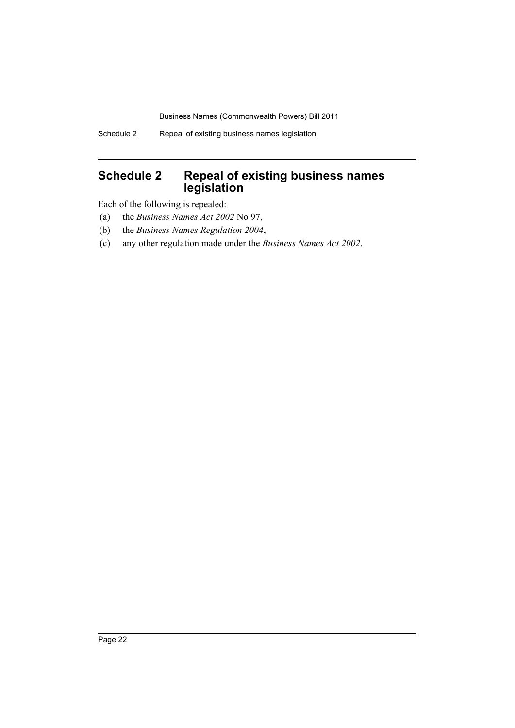# Schedule 2 Repeal of existing business names legislation

Each of the following is repealed:

(a) the *Business Names Act 2002* No 97,

(b) the *Business Names Regulation 2004*,

(c) any other regulation made under the *Business Names Act 2002*.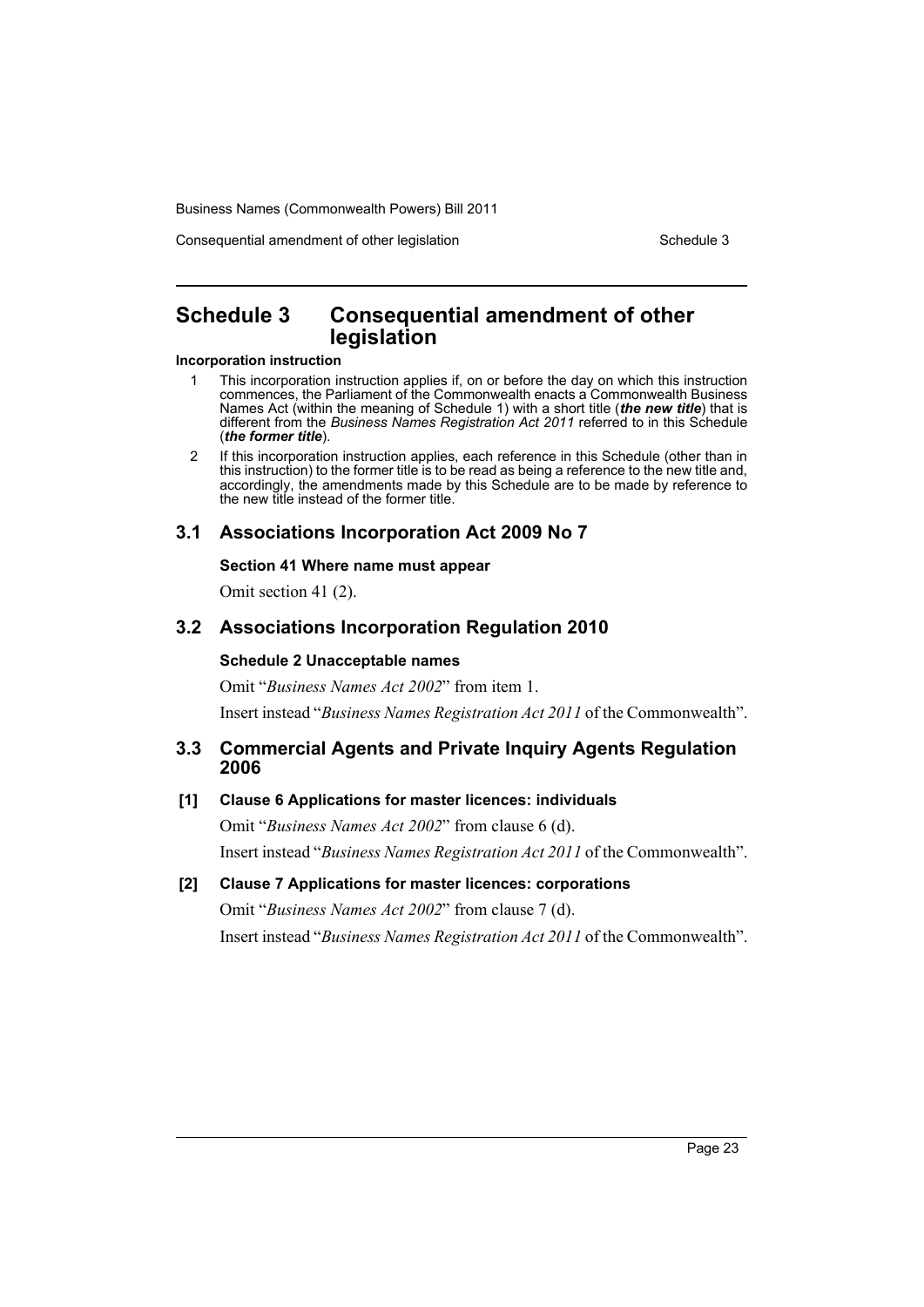# Schedule 3 Consequential amendment of other legislation

**Incorporation instruction**

1. This incorporation instruction applies if, on or before the day on which this instruction commences, the Parliament of the Commonwealth enacts a Commonwealth Business Names Act (within the meaning of Schedule 1) with a short title (***the new title***) that is different from the *Business Names Registration Act 2011* referred to in this Schedule (***the former title***).
2. If this incorporation instruction applies, each reference in this Schedule (other than in this instruction) to the former title is to be read as being a reference to the new title and, accordingly, the amendments made by this Schedule are to be made by reference to the new title instead of the former title.

## 3.1 Associations Incorporation Act 2009 No 7

### Section 41 Where name must appear

Omit section 41 (2).

## 3.2 Associations Incorporation Regulation 2010

### Schedule 2 Unacceptable names

Omit "*Business Names Act 2002*" from item 1.

Insert instead "*Business Names Registration Act 2011* of the Commonwealth".

## 3.3 Commercial Agents and Private Inquiry Agents Regulation 2006

### [1] Clause 6 Applications for master licences: individuals

Omit "*Business Names Act 2002*" from clause 6 (d).

Insert instead "*Business Names Registration Act 2011* of the Commonwealth".

### [2] Clause 7 Applications for master licences: corporations

Omit "*Business Names Act 2002*" from clause 7 (d).

Insert instead "*Business Names Registration Act 2011* of the Commonwealth".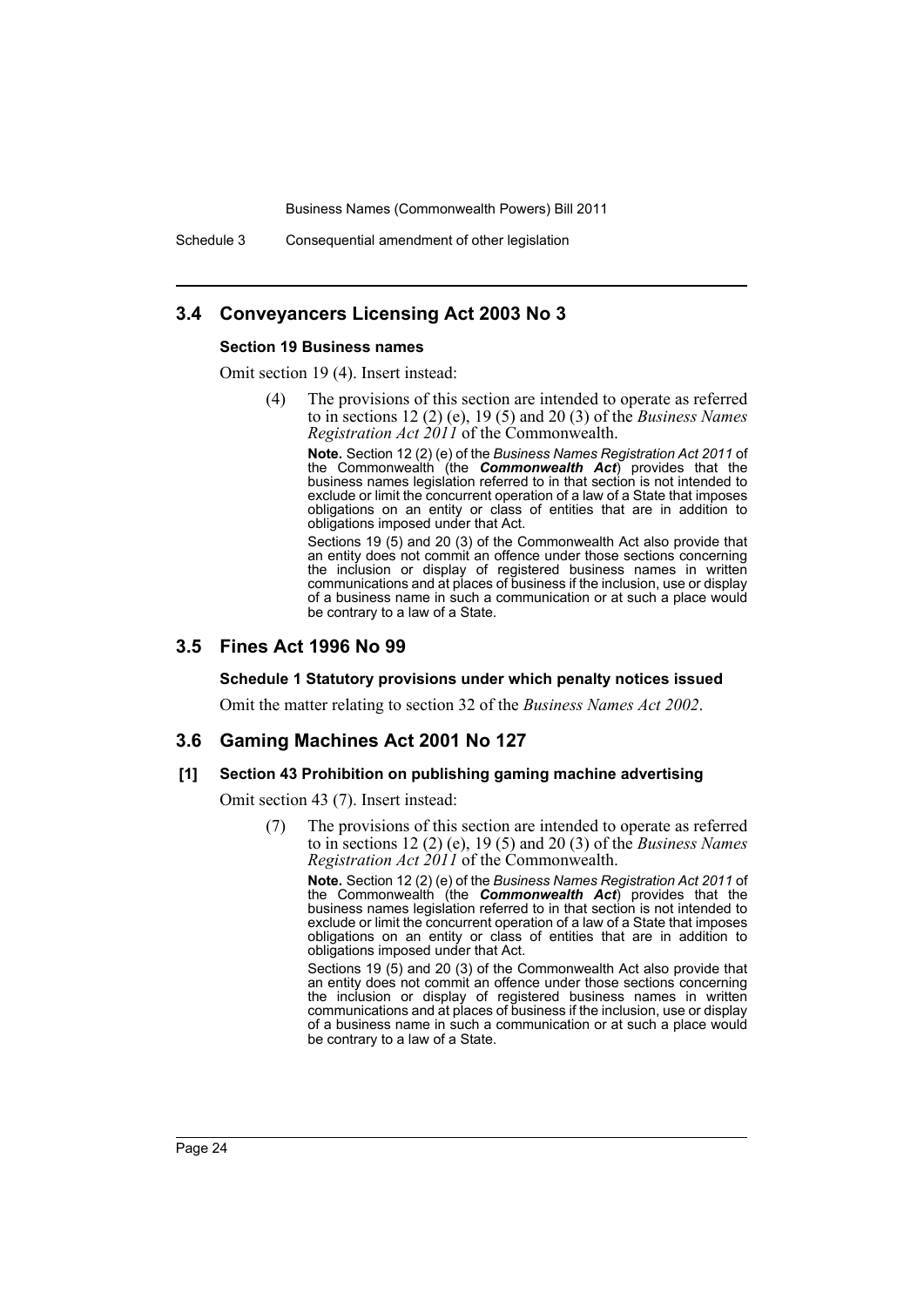## 3.4 Conveyancers Licensing Act 2003 No 3

### Section 19 Business names

Omit section 19 (4). Insert instead:

> (4) The provisions of this section are intended to operate as referred to in sections 12 (2) (e), 19 (5) and 20 (3) of the *Business Names Registration Act 2011* of the Commonwealth.
>
> **Note.** Section 12 (2) (e) of the *Business Names Registration Act 2011* of the Commonwealth (the ***Commonwealth Act***) provides that the business names legislation referred to in that section is not intended to exclude or limit the concurrent operation of a law of a State that imposes obligations on an entity or class of entities that are in addition to obligations imposed under that Act.
>
> Sections 19 (5) and 20 (3) of the Commonwealth Act also provide that an entity does not commit an offence under those sections concerning the inclusion or display of registered business names in written communications and at places of business if the inclusion, use or display of a business name in such a communication or at such a place would be contrary to a law of a State.

## 3.5 Fines Act 1996 No 99

### Schedule 1 Statutory provisions under which penalty notices issued

Omit the matter relating to section 32 of the *Business Names Act 2002*.

## 3.6 Gaming Machines Act 2001 No 127

### [1] Section 43 Prohibition on publishing gaming machine advertising

Omit section 43 (7). Insert instead:

> (7) The provisions of this section are intended to operate as referred to in sections 12 (2) (e), 19 (5) and 20 (3) of the *Business Names Registration Act 2011* of the Commonwealth.
>
> **Note.** Section 12 (2) (e) of the *Business Names Registration Act 2011* of the Commonwealth (the ***Commonwealth Act***) provides that the business names legislation referred to in that section is not intended to exclude or limit the concurrent operation of a law of a State that imposes obligations on an entity or class of entities that are in addition to obligations imposed under that Act.
>
> Sections 19 (5) and 20 (3) of the Commonwealth Act also provide that an entity does not commit an offence under those sections concerning the inclusion or display of registered business names in written communications and at places of business if the inclusion, use or display of a business name in such a communication or at such a place would be contrary to a law of a State.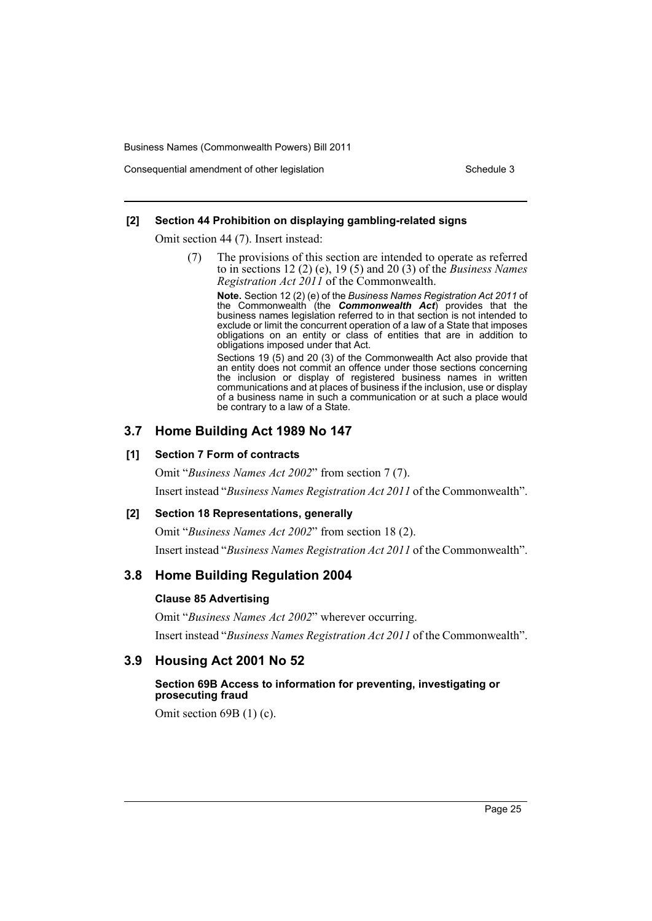**[2] Section 44 Prohibition on displaying gambling-related signs**

Omit section 44 (7). Insert instead:

(7) The provisions of this section are intended to operate as referred to in sections 12 (2) (e), 19 (5) and 20 (3) of the *Business Names Registration Act 2011* of the Commonwealth.

**Note.** Section 12 (2) (e) of the *Business Names Registration Act 2011* of the Commonwealth (the ***Commonwealth Act***) provides that the business names legislation referred to in that section is not intended to exclude or limit the concurrent operation of a law of a State that imposes obligations on an entity or class of entities that are in addition to obligations imposed under that Act.

Sections 19 (5) and 20 (3) of the Commonwealth Act also provide that an entity does not commit an offence under those sections concerning the inclusion or display of registered business names in written communications and at places of business if the inclusion, use or display of a business name in such a communication or at such a place would be contrary to a law of a State.

## 3.7 Home Building Act 1989 No 147

**[1] Section 7 Form of contracts**

Omit "*Business Names Act 2002*" from section 7 (7).

Insert instead "*Business Names Registration Act 2011* of the Commonwealth".

**[2] Section 18 Representations, generally**

Omit "*Business Names Act 2002*" from section 18 (2).

Insert instead "*Business Names Registration Act 2011* of the Commonwealth".

## 3.8 Home Building Regulation 2004

**Clause 85 Advertising**

Omit "*Business Names Act 2002*" wherever occurring.

Insert instead "*Business Names Registration Act 2011* of the Commonwealth".

## 3.9 Housing Act 2001 No 52

**Section 69B Access to information for preventing, investigating or prosecuting fraud**

Omit section 69B (1) (c).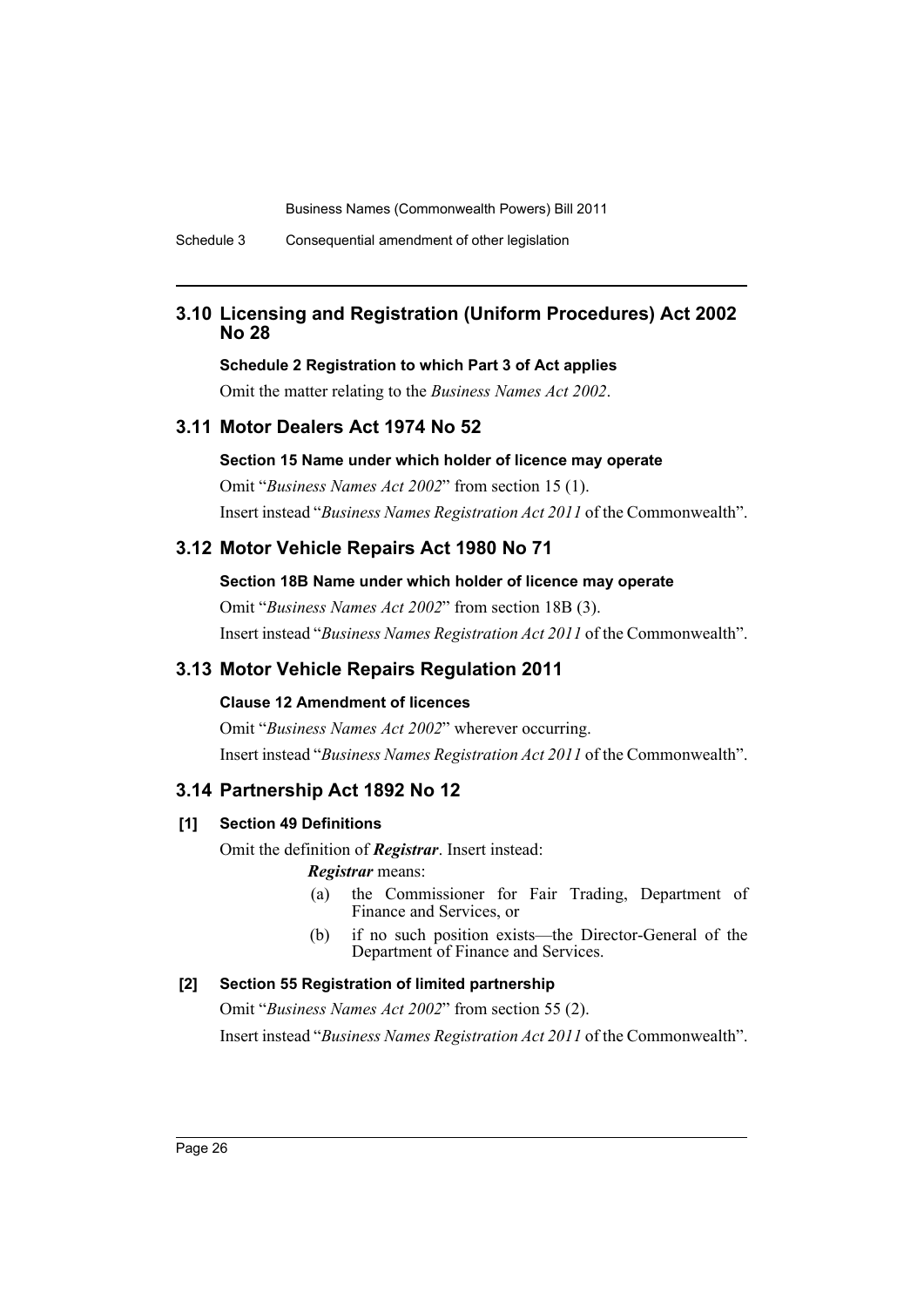## 3.10 Licensing and Registration (Uniform Procedures) Act 2002 No 28

**Schedule 2 Registration to which Part 3 of Act applies**

Omit the matter relating to the *Business Names Act 2002*.

## 3.11 Motor Dealers Act 1974 No 52

**Section 15 Name under which holder of licence may operate**

Omit "*Business Names Act 2002*" from section 15 (1).

Insert instead "*Business Names Registration Act 2011* of the Commonwealth".

## 3.12 Motor Vehicle Repairs Act 1980 No 71

**Section 18B Name under which holder of licence may operate**

Omit "*Business Names Act 2002*" from section 18B (3).

Insert instead "*Business Names Registration Act 2011* of the Commonwealth".

## 3.13 Motor Vehicle Repairs Regulation 2011

**Clause 12 Amendment of licences**

Omit "*Business Names Act 2002*" wherever occurring.

Insert instead "*Business Names Registration Act 2011* of the Commonwealth".

## 3.14 Partnership Act 1892 No 12

**[1] Section 49 Definitions**

Omit the definition of ***Registrar***. Insert instead:

***Registrar*** means:

(a) the Commissioner for Fair Trading, Department of Finance and Services, or

(b) if no such position exists—the Director-General of the Department of Finance and Services.

**[2] Section 55 Registration of limited partnership**

Omit "*Business Names Act 2002*" from section 55 (2).

Insert instead "*Business Names Registration Act 2011* of the Commonwealth".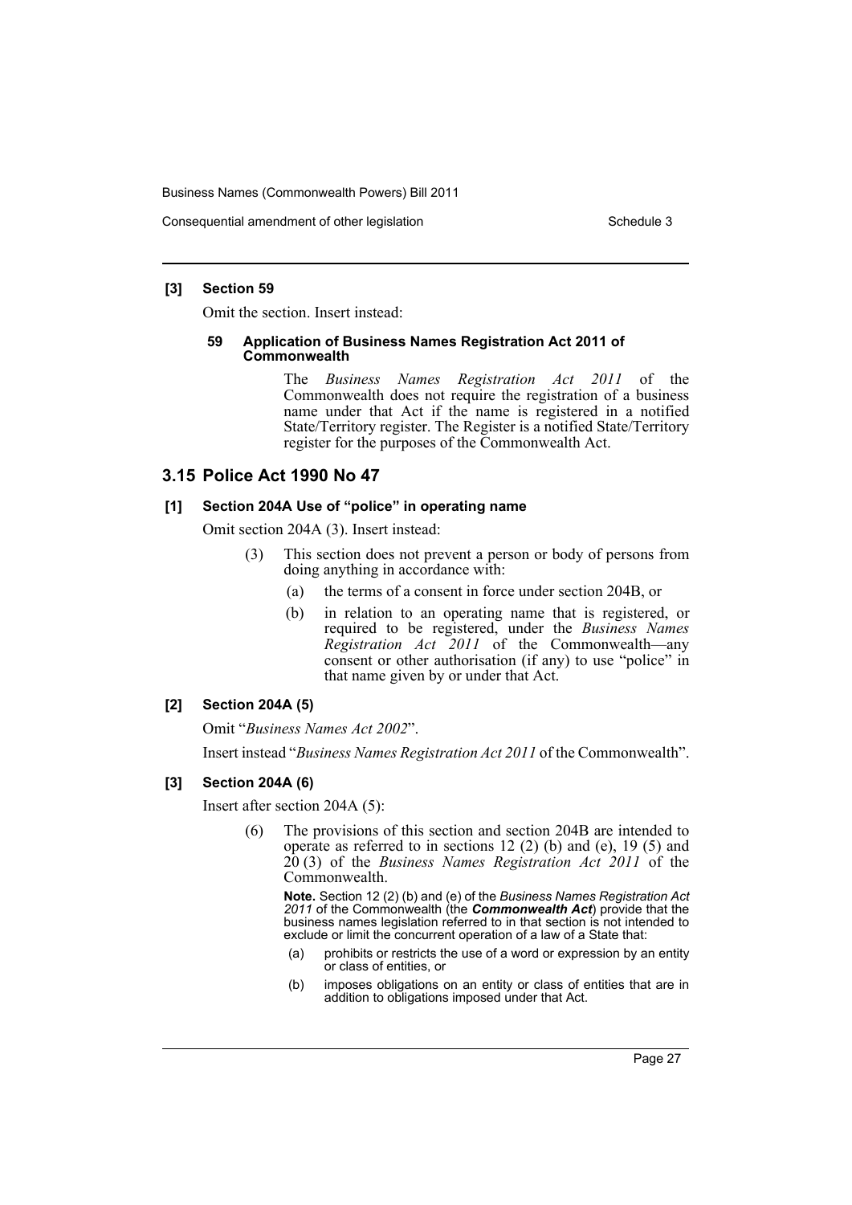#### [3] Section 59

Omit the section. Insert instead:

##### 59 Application of Business Names Registration Act 2011 of Commonwealth

The *Business Names Registration Act 2011* of the Commonwealth does not require the registration of a business name under that Act if the name is registered in a notified State/Territory register. The Register is a notified State/Territory register for the purposes of the Commonwealth Act.

### 3.15 Police Act 1990 No 47

#### [1] Section 204A Use of "police" in operating name

Omit section 204A (3). Insert instead:

(3) This section does not prevent a person or body of persons from doing anything in accordance with:

(a) the terms of a consent in force under section 204B, or

(b) in relation to an operating name that is registered, or required to be registered, under the *Business Names Registration Act 2011* of the Commonwealth—any consent or other authorisation (if any) to use "police" in that name given by or under that Act.

#### [2] Section 204A (5)

Omit "*Business Names Act 2002*".

Insert instead "*Business Names Registration Act 2011* of the Commonwealth".

#### [3] Section 204A (6)

Insert after section 204A (5):

(6) The provisions of this section and section 204B are intended to operate as referred to in sections 12 (2) (b) and (e), 19 (5) and 20 (3) of the *Business Names Registration Act 2011* of the Commonwealth.

**Note.** Section 12 (2) (b) and (e) of the *Business Names Registration Act 2011* of the Commonwealth (the ***Commonwealth Act***) provide that the business names legislation referred to in that section is not intended to exclude or limit the concurrent operation of a law of a State that:

(a) prohibits or restricts the use of a word or expression by an entity or class of entities, or

(b) imposes obligations on an entity or class of entities that are in addition to obligations imposed under that Act.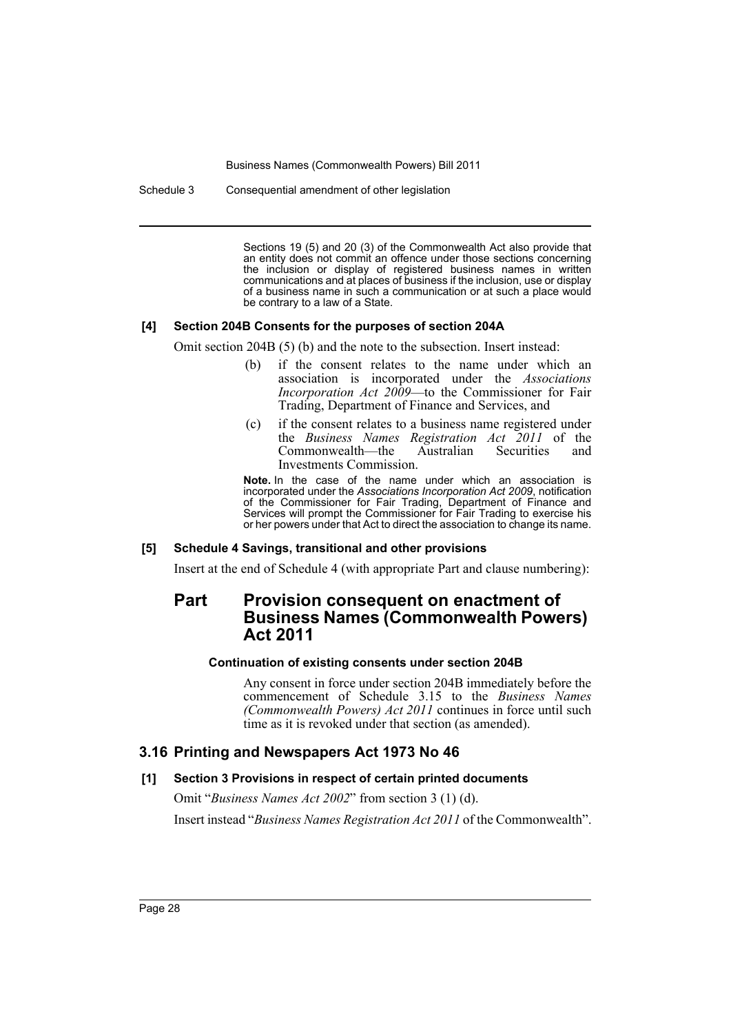Sections 19 (5) and 20 (3) of the Commonwealth Act also provide that an entity does not commit an offence under those sections concerning the inclusion or display of registered business names in written communications and at places of business if the inclusion, use or display of a business name in such a communication or at such a place would be contrary to a law of a State.

**[4] Section 204B Consents for the purposes of section 204A**

Omit section 204B (5) (b) and the note to the subsection. Insert instead:

(b) if the consent relates to the name under which an association is incorporated under the *Associations Incorporation Act 2009*—to the Commissioner for Fair Trading, Department of Finance and Services, and

(c) if the consent relates to a business name registered under the *Business Names Registration Act 2011* of the Commonwealth—the Australian Securities and Investments Commission.

**Note.** In the case of the name under which an association is incorporated under the *Associations Incorporation Act 2009*, notification of the Commissioner for Fair Trading, Department of Finance and Services will prompt the Commissioner for Fair Trading to exercise his or her powers under that Act to direct the association to change its name.

**[5] Schedule 4 Savings, transitional and other provisions**

Insert at the end of Schedule 4 (with appropriate Part and clause numbering):

## Part Provision consequent on enactment of Business Names (Commonwealth Powers) Act 2011

**Continuation of existing consents under section 204B**

Any consent in force under section 204B immediately before the commencement of Schedule 3.15 to the *Business Names (Commonwealth Powers) Act 2011* continues in force until such time as it is revoked under that section (as amended).

## 3.16 Printing and Newspapers Act 1973 No 46

**[1] Section 3 Provisions in respect of certain printed documents**

Omit "*Business Names Act 2002*" from section 3 (1) (d).

Insert instead "*Business Names Registration Act 2011* of the Commonwealth".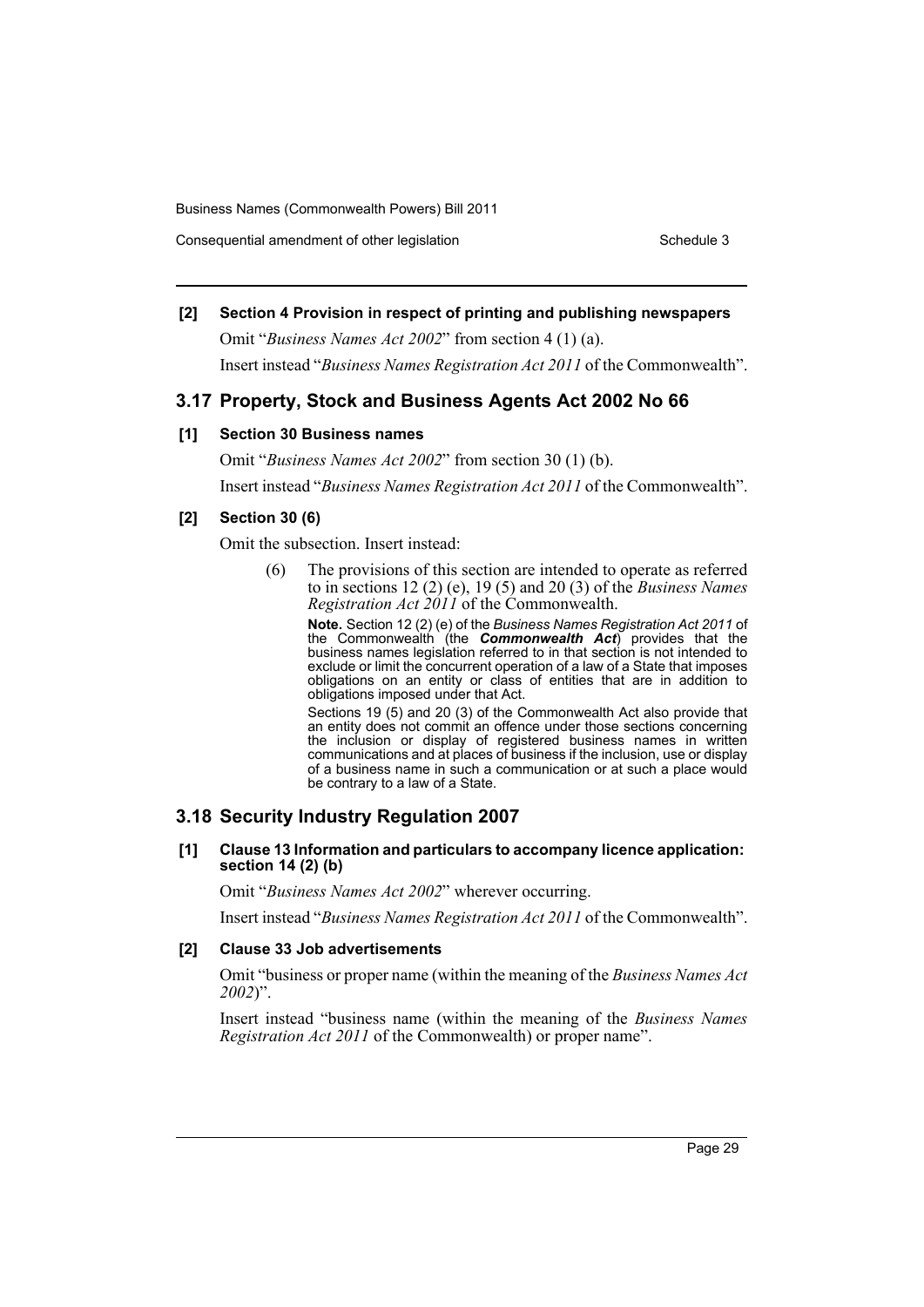**[2] Section 4 Provision in respect of printing and publishing newspapers**

Omit "*Business Names Act 2002*" from section 4 (1) (a).

Insert instead "*Business Names Registration Act 2011* of the Commonwealth".

## 3.17 Property, Stock and Business Agents Act 2002 No 66

**[1] Section 30 Business names**

Omit "*Business Names Act 2002*" from section 30 (1) (b).

Insert instead "*Business Names Registration Act 2011* of the Commonwealth".

**[2] Section 30 (6)**

Omit the subsection. Insert instead:

(6) The provisions of this section are intended to operate as referred to in sections 12 (2) (e), 19 (5) and 20 (3) of the *Business Names Registration Act 2011* of the Commonwealth.

**Note.** Section 12 (2) (e) of the *Business Names Registration Act 2011* of the Commonwealth (the ***Commonwealth Act***) provides that the business names legislation referred to in that section is not intended to exclude or limit the concurrent operation of a law of a State that imposes obligations on an entity or class of entities that are in addition to obligations imposed under that Act.

Sections 19 (5) and 20 (3) of the Commonwealth Act also provide that an entity does not commit an offence under those sections concerning the inclusion or display of registered business names in written communications and at places of business if the inclusion, use or display of a business name in such a communication or at such a place would be contrary to a law of a State.

## 3.18 Security Industry Regulation 2007

**[1] Clause 13 Information and particulars to accompany licence application: section 14 (2) (b)**

Omit "*Business Names Act 2002*" wherever occurring.

Insert instead "*Business Names Registration Act 2011* of the Commonwealth".

**[2] Clause 33 Job advertisements**

Omit "business or proper name (within the meaning of the *Business Names Act 2002*)".

Insert instead "business name (within the meaning of the *Business Names Registration Act 2011* of the Commonwealth) or proper name".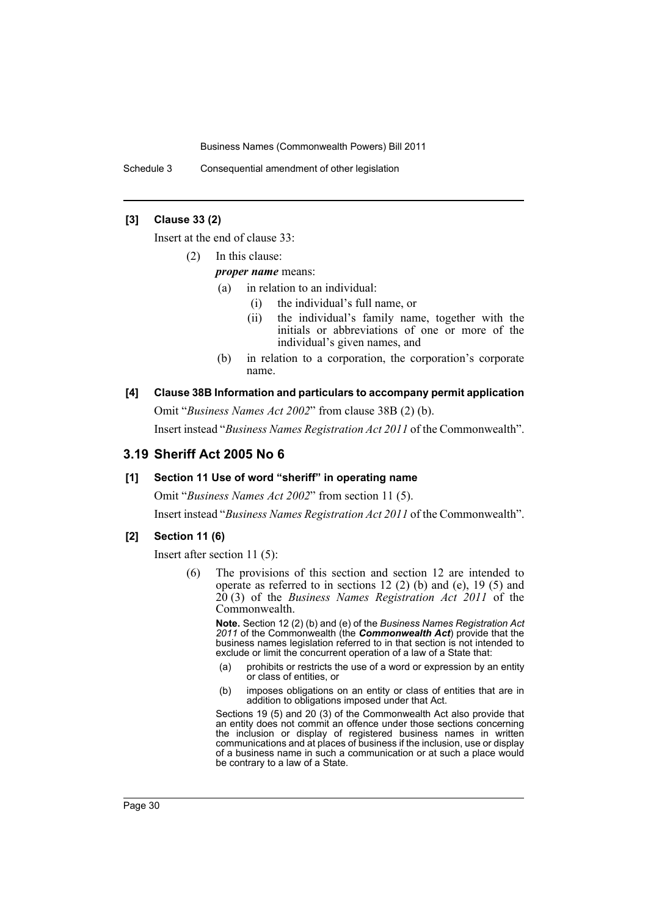**[3] Clause 33 (2)**

Insert at the end of clause 33:

(2) In this clause:

*proper name* means:

- (a) in relation to an individual:
  - (i) the individual's full name, or
  - (ii) the individual's family name, together with the initials or abbreviations of one or more of the individual's given names, and
- (b) in relation to a corporation, the corporation's corporate name.

**[4] Clause 38B Information and particulars to accompany permit application**

Omit "*Business Names Act 2002*" from clause 38B (2) (b).

Insert instead "*Business Names Registration Act 2011* of the Commonwealth".

## 3.19 Sheriff Act 2005 No 6

**[1] Section 11 Use of word "sheriff" in operating name**

Omit "*Business Names Act 2002*" from section 11 (5).

Insert instead "*Business Names Registration Act 2011* of the Commonwealth".

**[2] Section 11 (6)**

Insert after section 11 (5):

(6) The provisions of this section and section 12 are intended to operate as referred to in sections 12 (2) (b) and (e), 19 (5) and 20 (3) of the *Business Names Registration Act 2011* of the Commonwealth.

**Note.** Section 12 (2) (b) and (e) of the *Business Names Registration Act 2011* of the Commonwealth (the ***Commonwealth Act***) provide that the business names legislation referred to in that section is not intended to exclude or limit the concurrent operation of a law of a State that:

- (a) prohibits or restricts the use of a word or expression by an entity or class of entities, or
- (b) imposes obligations on an entity or class of entities that are in addition to obligations imposed under that Act.

Sections 19 (5) and 20 (3) of the Commonwealth Act also provide that an entity does not commit an offence under those sections concerning the inclusion or display of registered business names in written communications and at places of business if the inclusion, use or display of a business name in such a communication or at such a place would be contrary to a law of a State.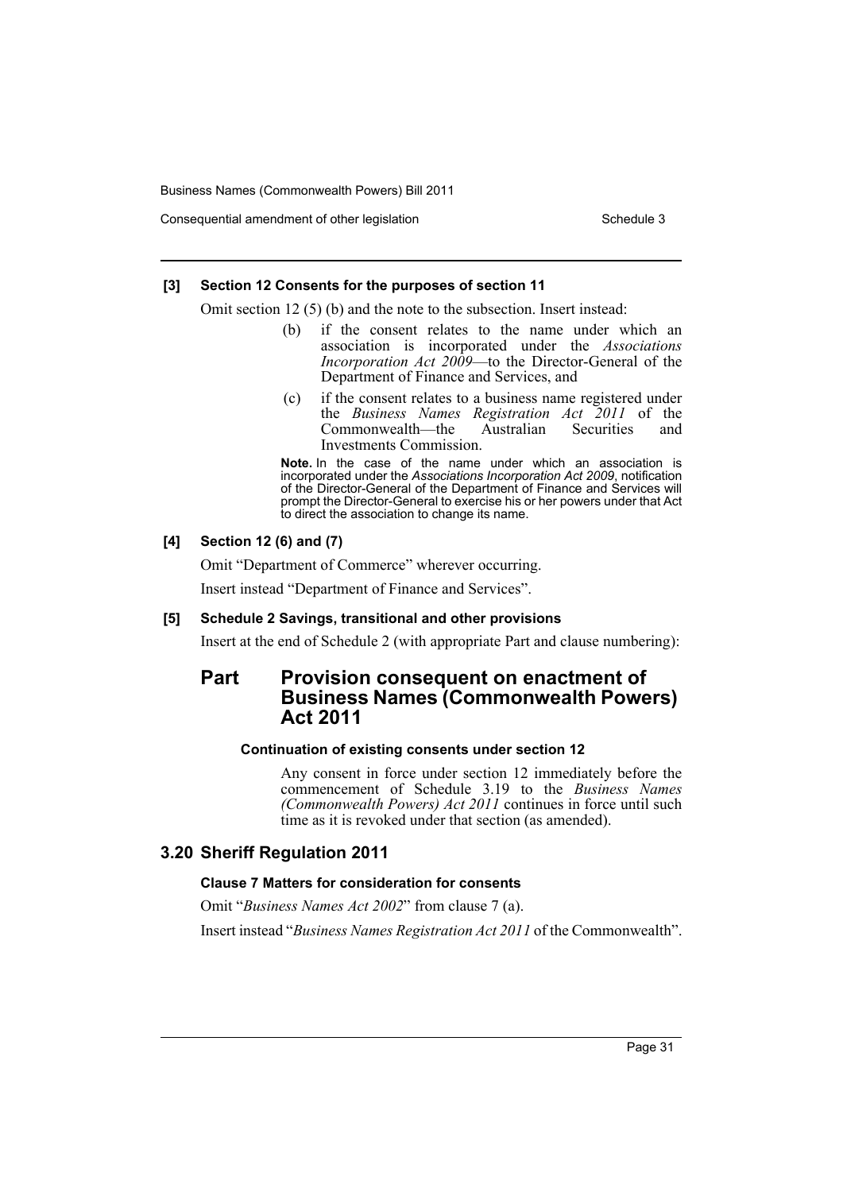**[3] Section 12 Consents for the purposes of section 11**

Omit section 12 (5) (b) and the note to the subsection. Insert instead:

> (b) if the consent relates to the name under which an association is incorporated under the *Associations Incorporation Act 2009*—to the Director-General of the Department of Finance and Services, and
>
> (c) if the consent relates to a business name registered under the *Business Names Registration Act 2011* of the Commonwealth—the Australian Securities and Investments Commission.
>
> **Note.** In the case of the name under which an association is incorporated under the *Associations Incorporation Act 2009*, notification of the Director-General of the Department of Finance and Services will prompt the Director-General to exercise his or her powers under that Act to direct the association to change its name.

**[4] Section 12 (6) and (7)**

Omit "Department of Commerce" wherever occurring.

Insert instead "Department of Finance and Services".

**[5] Schedule 2 Savings, transitional and other provisions**

Insert at the end of Schedule 2 (with appropriate Part and clause numbering):

## Part Provision consequent on enactment of Business Names (Commonwealth Powers) Act 2011

**Continuation of existing consents under section 12**

Any consent in force under section 12 immediately before the commencement of Schedule 3.19 to the *Business Names (Commonwealth Powers) Act 2011* continues in force until such time as it is revoked under that section (as amended).

## 3.20 Sheriff Regulation 2011

**Clause 7 Matters for consideration for consents**

Omit "*Business Names Act 2002*" from clause 7 (a).

Insert instead "*Business Names Registration Act 2011* of the Commonwealth".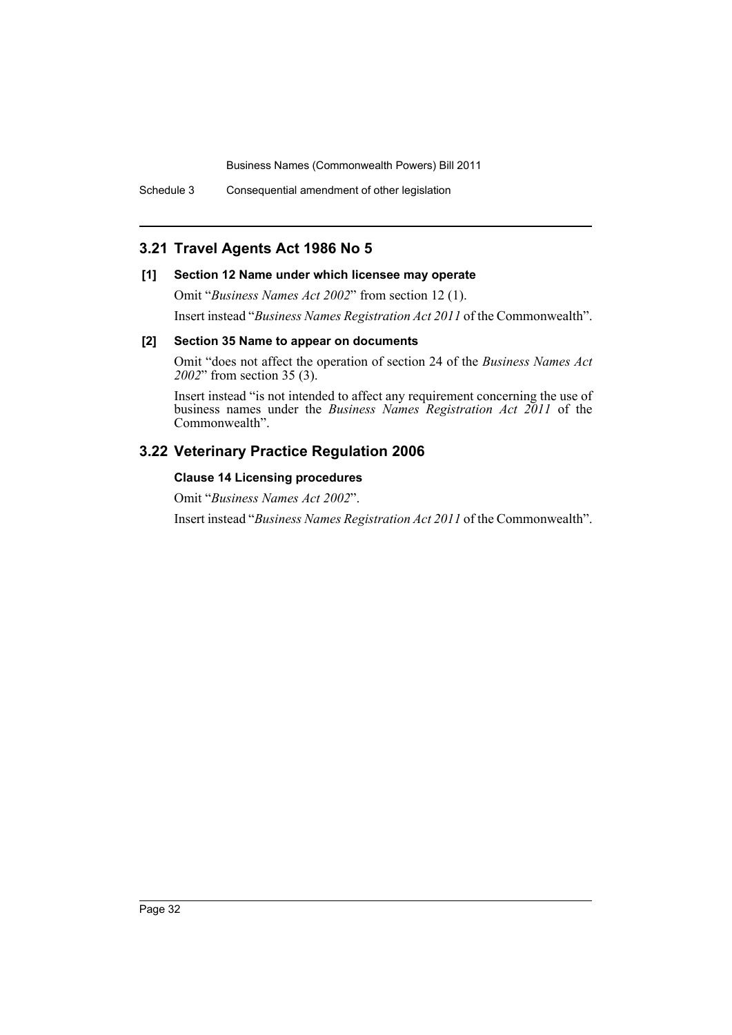## 3.21 Travel Agents Act 1986 No 5

### [1] Section 12 Name under which licensee may operate

Omit "*Business Names Act 2002*" from section 12 (1).

Insert instead "*Business Names Registration Act 2011* of the Commonwealth".

### [2] Section 35 Name to appear on documents

Omit "does not affect the operation of section 24 of the *Business Names Act 2002*" from section 35 (3).

Insert instead "is not intended to affect any requirement concerning the use of business names under the *Business Names Registration Act 2011* of the Commonwealth".

## 3.22 Veterinary Practice Regulation 2006

### Clause 14 Licensing procedures

Omit "*Business Names Act 2002*".

Insert instead "*Business Names Registration Act 2011* of the Commonwealth".